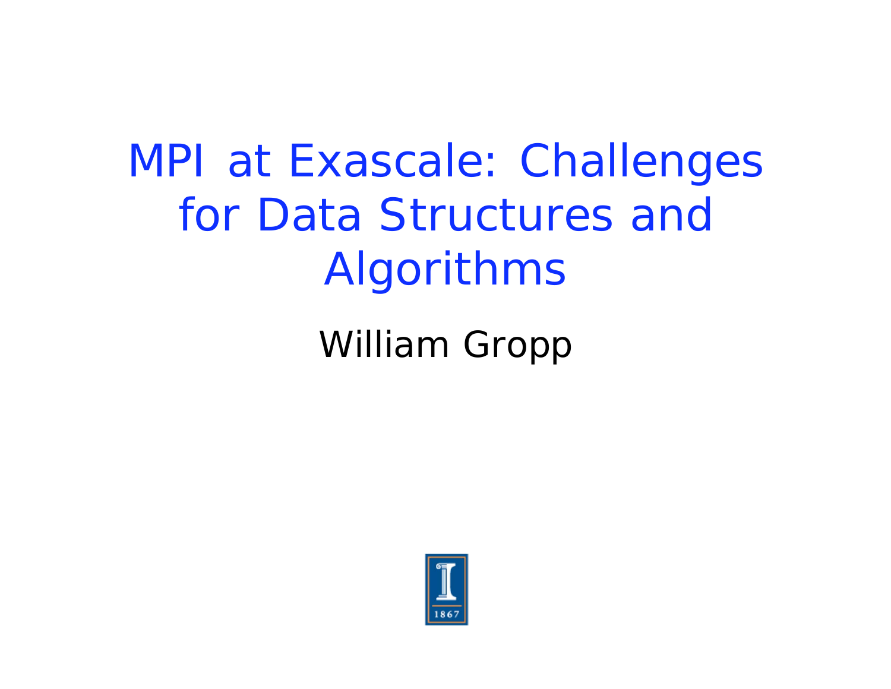# MPI at Exascale: Challenges for Data Structures and Algorithms

William Gropp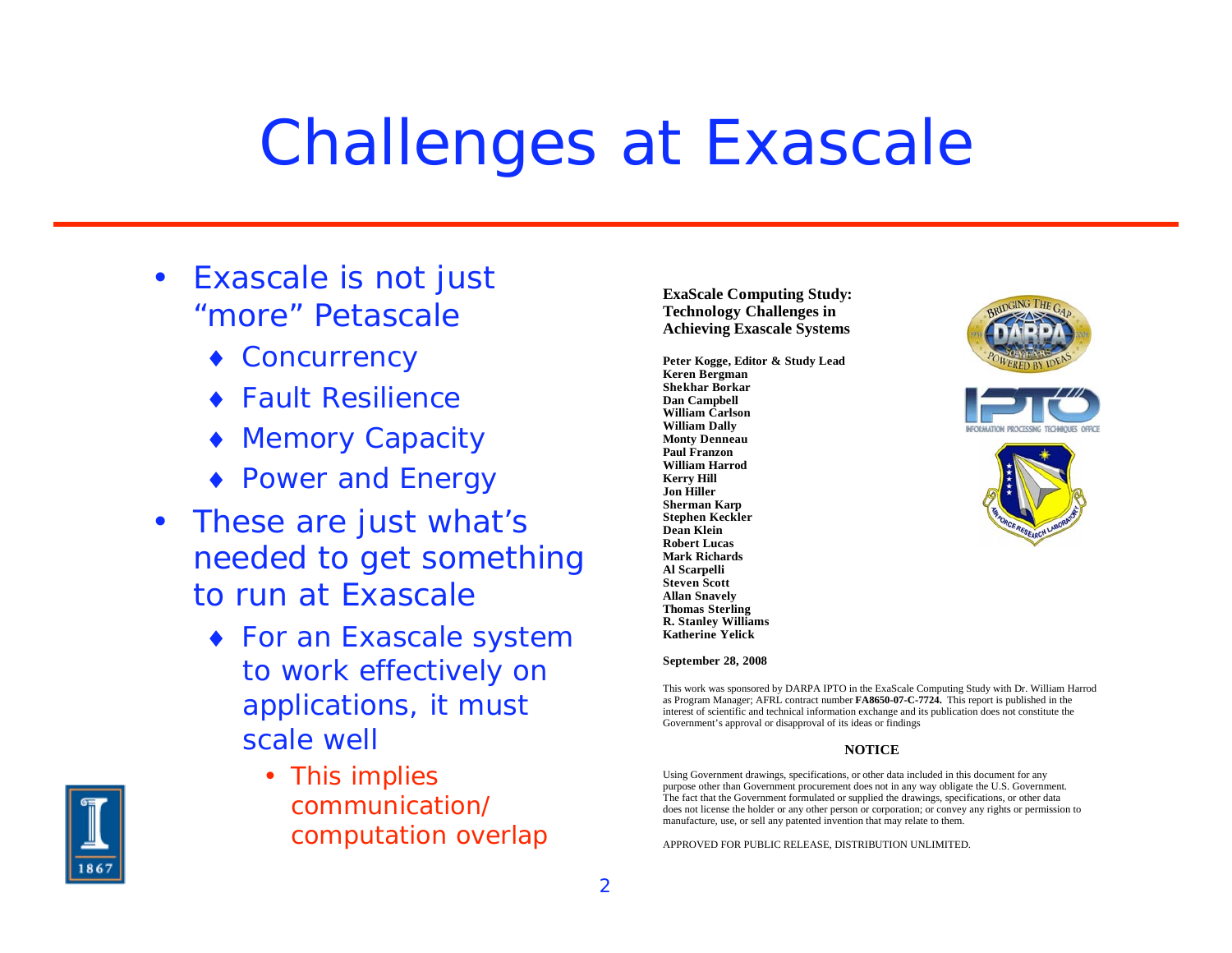# Challenges at Exascale

- Exascale is not just "more" Petascale
  - Concurrency
  - Fault Resilience
  - Memory Capacity
  - Power and Energy
- These are just what's needed to get something to run at Exascale
  - For an Exascale system to work effectively on applications, it must scale well
    - This implies communication/ computation overlap

**ExaScale Computing Study: Technology Challenges in Achieving Exascale Systems**

**Peter Kogge, Editor & Study Lead**
**Keren Bergman**
**Shekhar Borkar**
**Dan Campbell**
**William Carlson**
**William Dally**
**Monty Denneau**
**Paul Franzon**
**William Harrod**
**Kerry Hill**
**Jon Hiller**
**Sherman Karp**
**Stephen Keckler**
**Dean Klein**
**Robert Lucas**
**Mark Richards**
**Al Scarpelli**
**Steven Scott**
**Allan Snavely**
**Thomas Sterling**
**R. Stanley Williams**
**Katherine Yelick**

**September 28, 2008**

This work was sponsored by DARPA IPTO in the ExaScale Computing Study with Dr. William Harrod as Program Manager; AFRL contract number **FA8650-07-C-7724.** This report is published in the interest of scientific and technical information exchange and its publication does not constitute the Government's approval or disapproval of its ideas or findings

**NOTICE**

Using Government drawings, specifications, or other data included in this document for any purpose other than Government procurement does not in any way obligate the U.S. Government. The fact that the Government formulated or supplied the drawings, specifications, or other data does not license the holder or any other person or corporation; or convey any rights or permission to manufacture, use, or sell any patented invention that may relate to them.

APPROVED FOR PUBLIC RELEASE, DISTRIBUTION UNLIMITED.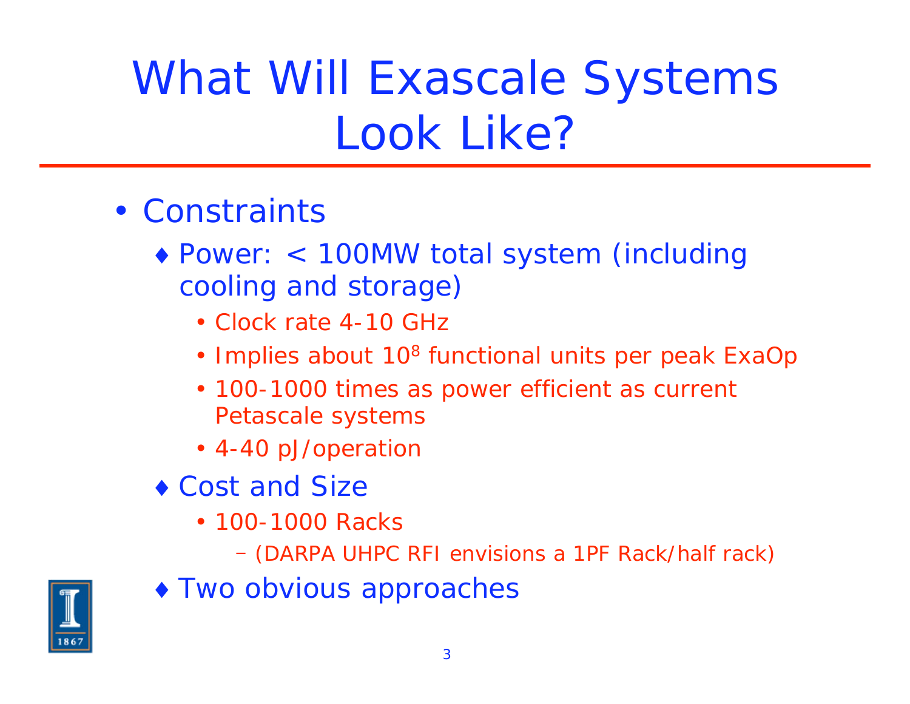# What Will Exascale Systems Look Like?

- Constraints
  - Power: < 100MW total system (including cooling and storage)
    - Clock rate 4-10 GHz
    - Implies about $10^8$ functional units per peak ExaOp
    - 100-1000 times as power efficient as current Petascale systems
    - 4-40 pJ/operation
  - Cost and Size
    - 100-1000 Racks
      - (DARPA UHPC RFI envisions a 1PF Rack/half rack)
  - Two obvious approaches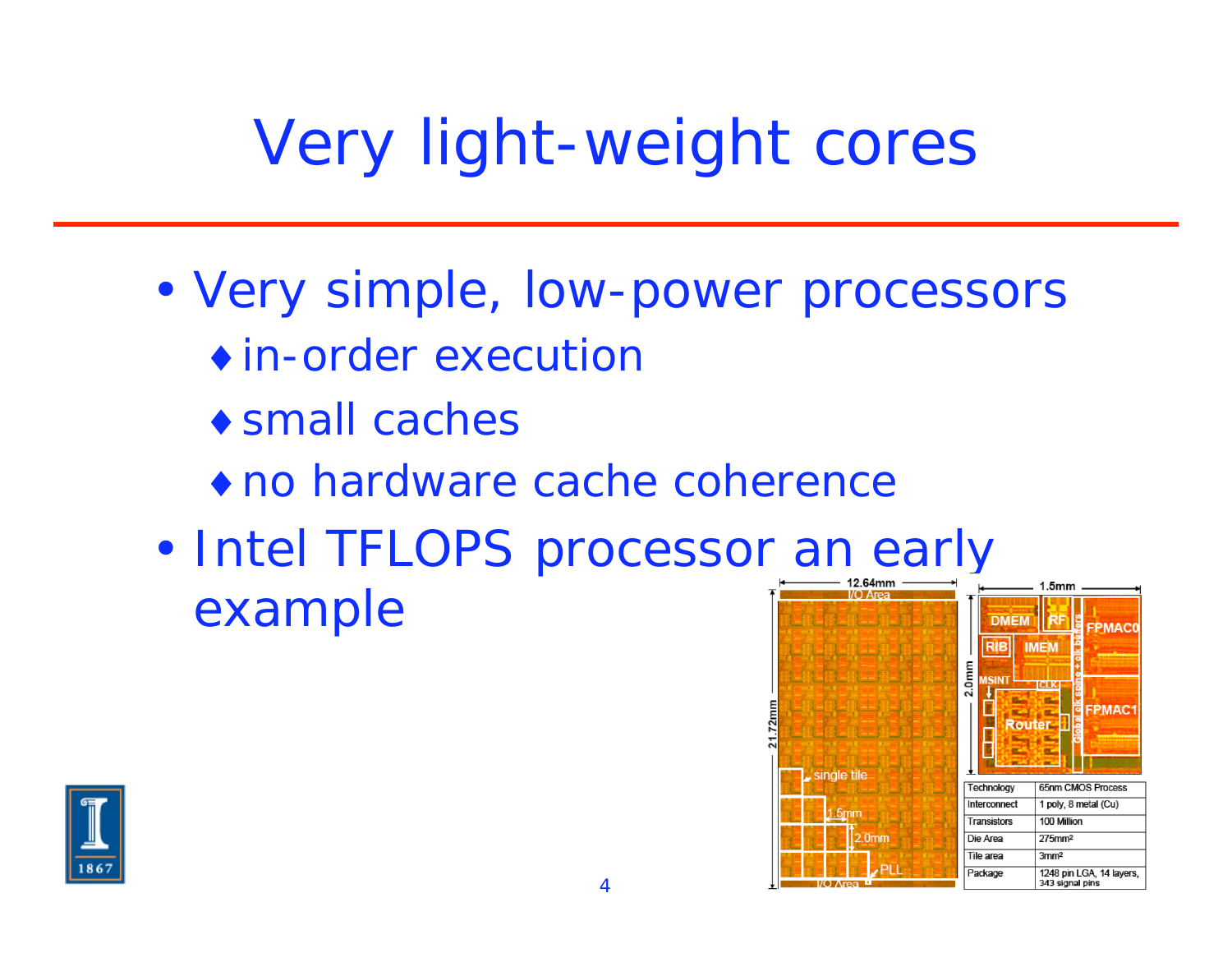# Very light-weight cores

- Very simple, low-power processors
  - ♦ in-order execution
  - ♦ small caches
  - ♦ no hardware cache coherence
- Intel TFLOPS processor an early example

| | |
|---|---|
| Technology | 65nm CMOS Process |
| Interconnect | 1 poly, 8 metal (Cu) |
| Transistors | 100 Million |
| Die Area | 275mm² |
| Tile area | 3mm² |
| Package | 1248 pin LGA, 14 layers, 343 signal pins |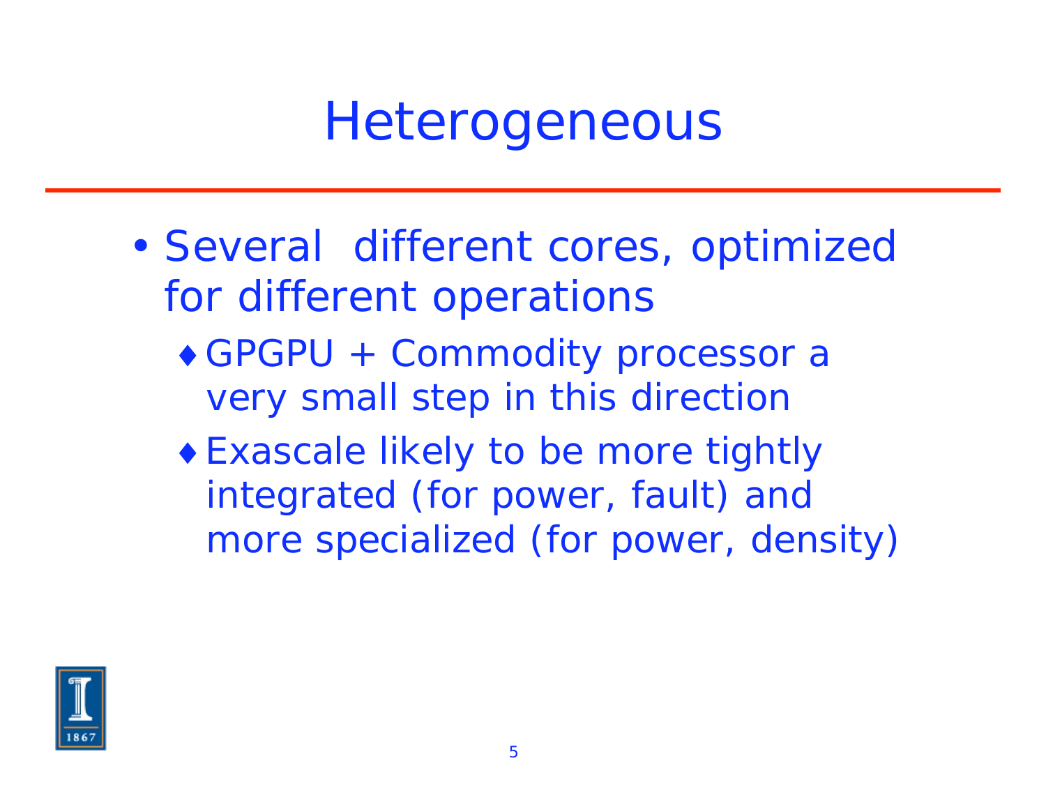# Heterogeneous

- Several different cores, optimized for different operations
  - GPGPU + Commodity processor a very small step in this direction
  - Exascale likely to be more tightly integrated (for power, fault) and more specialized (for power, density)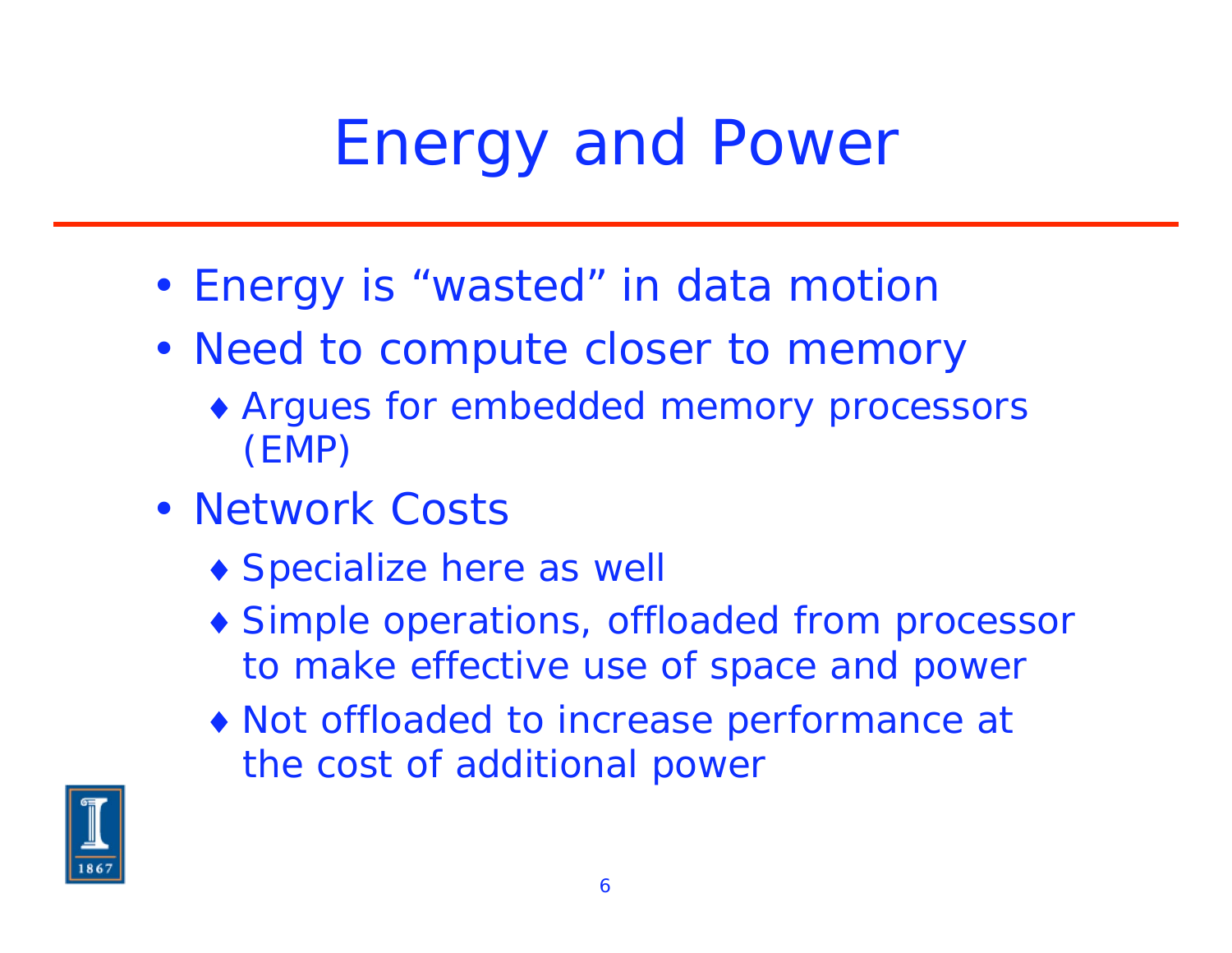# Energy and Power

- Energy is "wasted" in data motion
- Need to compute closer to memory
  - Argues for embedded memory processors (EMP)
- Network Costs
  - Specialize here as well
  - Simple operations, offloaded from processor to make effective use of space and power
  - Not offloaded to increase performance at the cost of additional power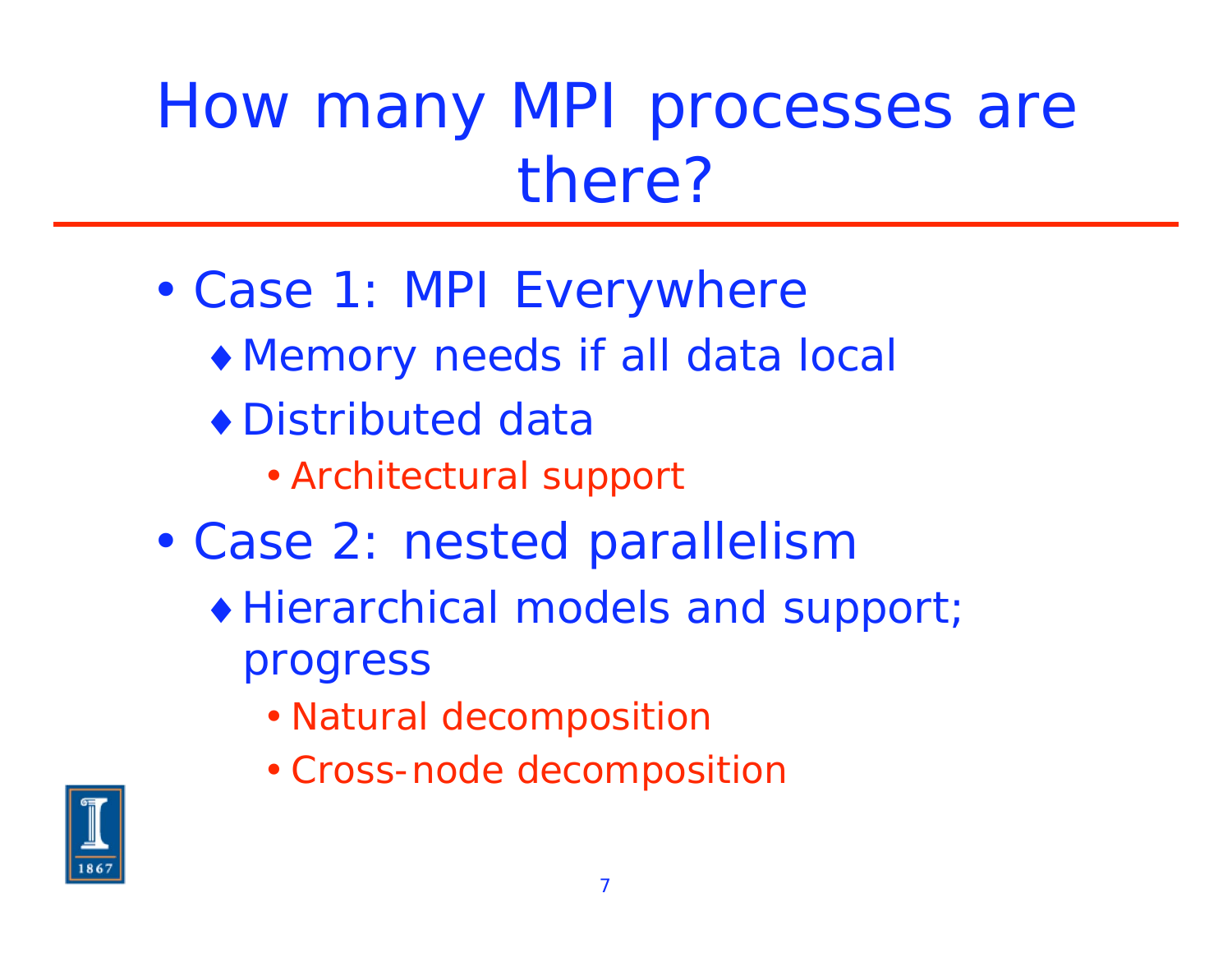# How many MPI processes are there?

- Case 1: MPI Everywhere
  - Memory needs if all data local
  - Distributed data
    - Architectural support
- Case 2: nested parallelism
  - Hierarchical models and support; progress
    - Natural decomposition
    - Cross-node decomposition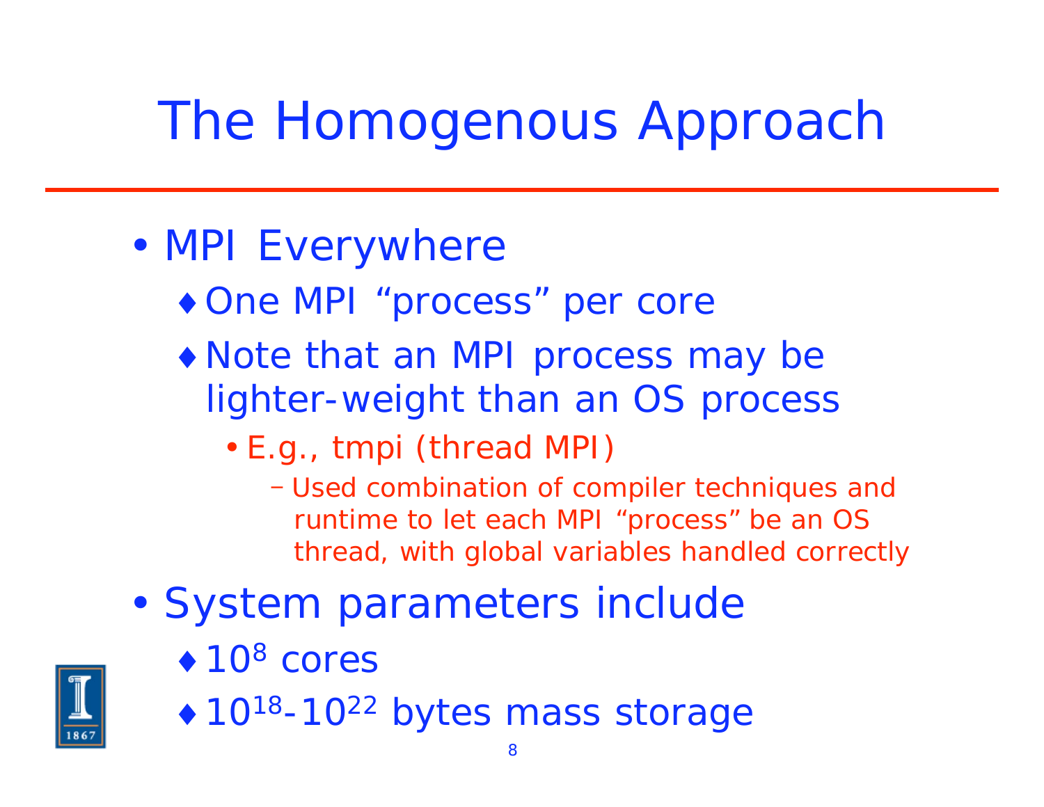# The Homogenous Approach

- MPI Everywhere
  - One MPI "process" per core
  - Note that an MPI process may be lighter-weight than an OS process
    - E.g., tmpi (thread MPI)
      - Used combination of compiler techniques and runtime to let each MPI "process" be an OS thread, with global variables handled correctly
- System parameters include
  - $10^8$ cores
  - $10^{18}$-$10^{22}$ bytes mass storage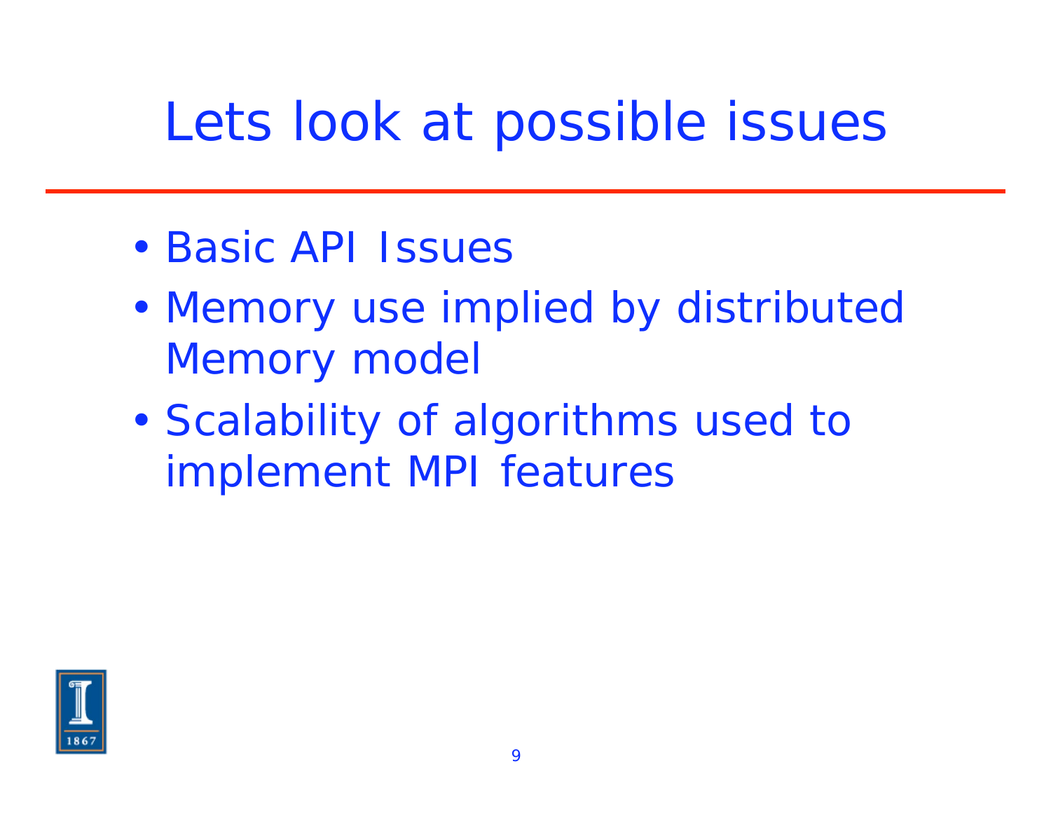# Lets look at possible issues

- Basic API Issues
- Memory use implied by distributed Memory model
- Scalability of algorithms used to implement MPI features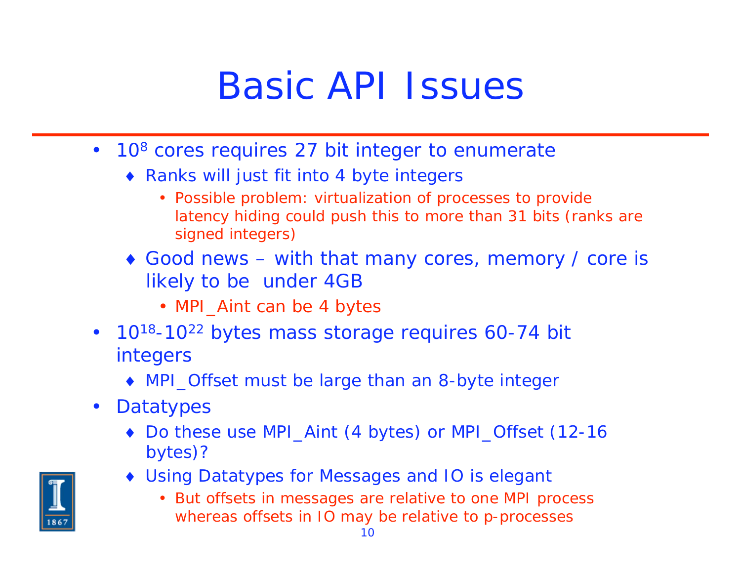# Basic API Issues

- $10^8$ cores requires 27 bit integer to enumerate
  - Ranks will just fit into 4 byte integers
    - Possible problem: virtualization of processes to provide latency hiding could push this to more than 31 bits (ranks are signed integers)
  - Good news – with that many cores, memory / core is likely to be under 4GB
    - MPI_Aint can be 4 bytes
- $10^{18}$-$10^{22}$ bytes mass storage requires 60-74 bit integers
  - MPI_Offset must be large than an 8-byte integer
- Datatypes
  - Do these use MPI_Aint (4 bytes) or MPI_Offset (12-16 bytes)?
  - Using Datatypes for Messages and IO is elegant
    - But offsets in messages are relative to one MPI process whereas offsets in IO may be relative to p-processes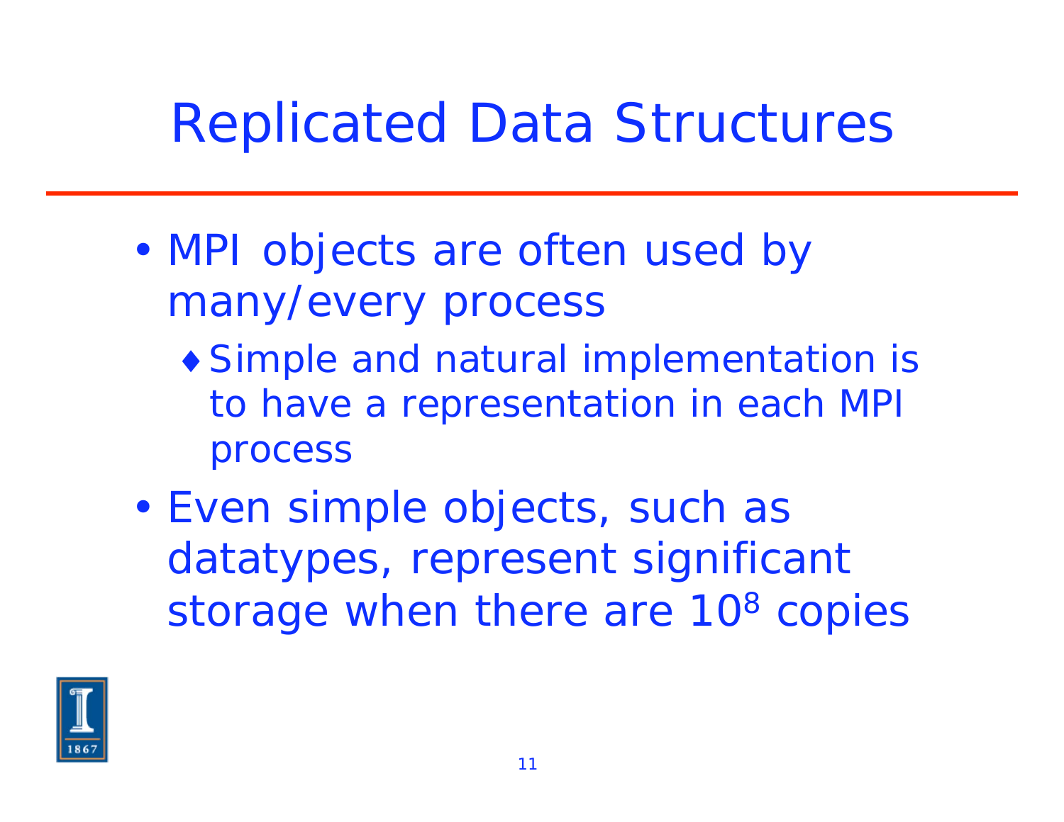# Replicated Data Structures

- MPI objects are often used by many/every process
  - Simple and natural implementation is to have a representation in each MPI process
- Even simple objects, such as datatypes, represent significant storage when there are $10^8$ copies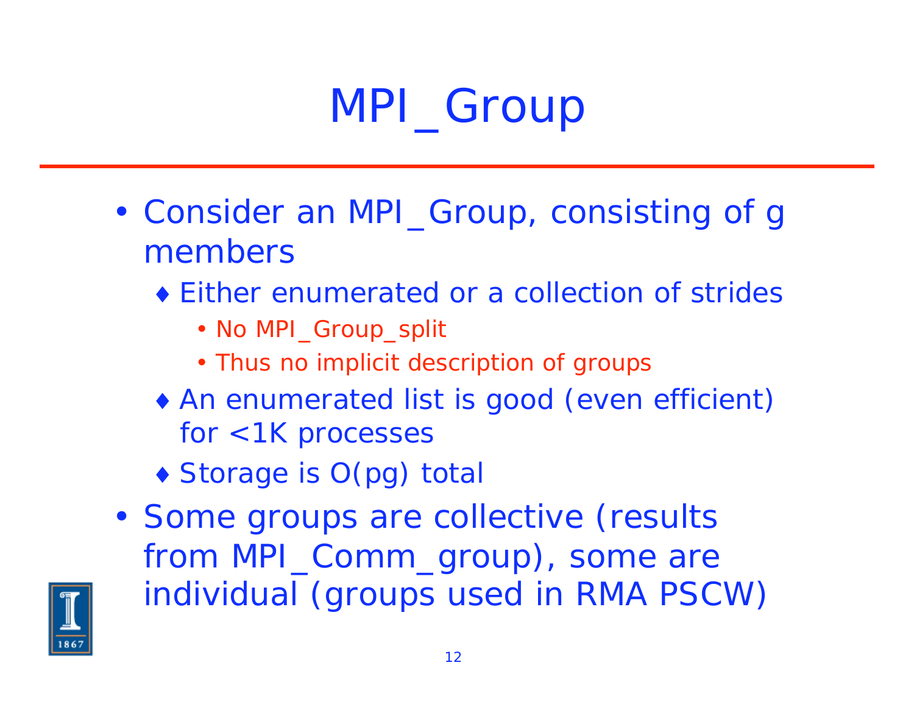# MPI_Group

- Consider an MPI_Group, consisting of $g$ members
  - Either enumerated or a collection of strides
    - No MPI_Group_split
    - Thus no implicit description of groups
  - An enumerated list is good (even efficient) for <1K processes
  - Storage is $O(pg)$ total
- Some groups are collective (results from MPI_Comm_group), some are individual (groups used in RMA PSCW)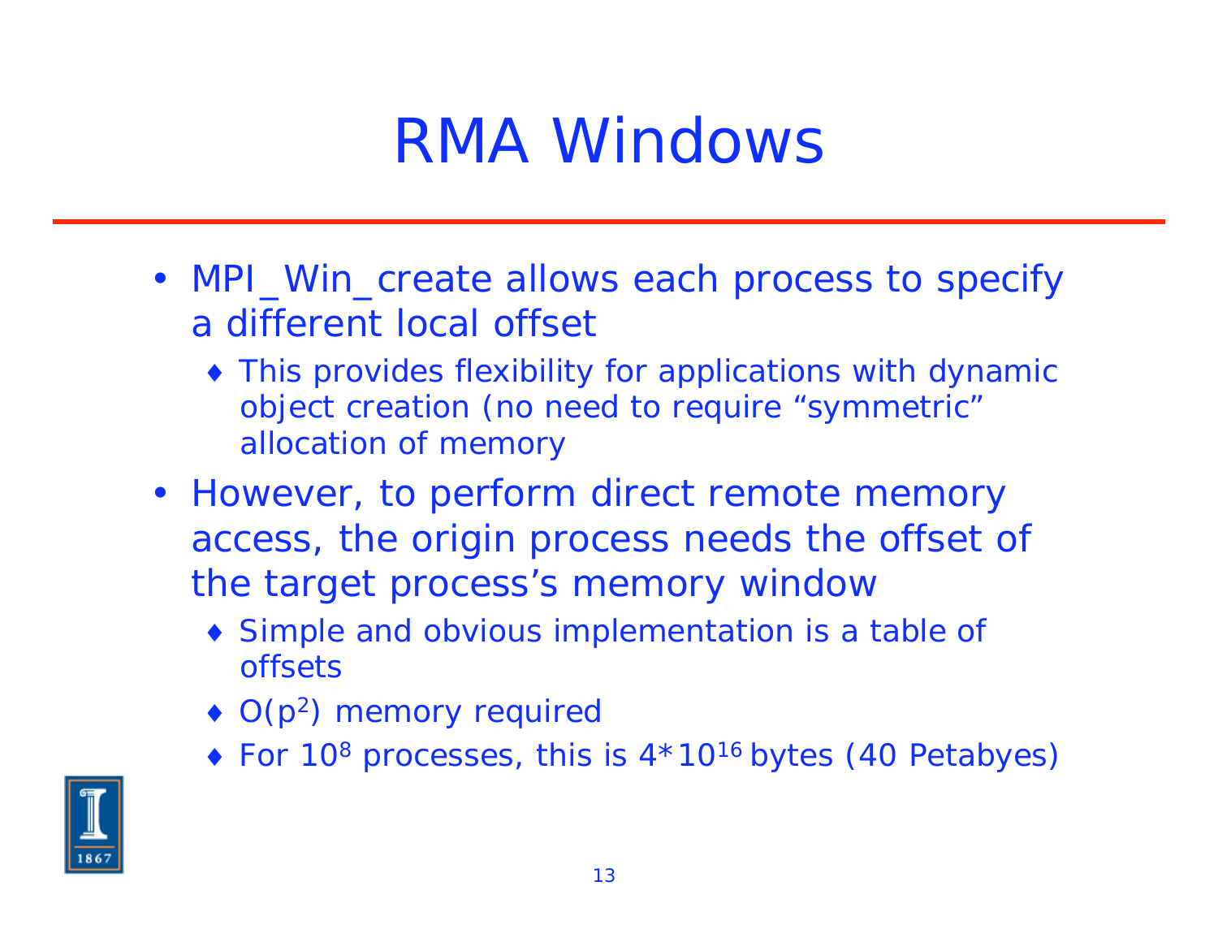# RMA Windows

- MPI_Win_create allows each process to specify a different local offset
  - This provides flexibility for applications with dynamic object creation (no need to require “symmetric” allocation of memory
- However, to perform direct remote memory access, the origin process needs the offset of the target process’s memory window
  - Simple and obvious implementation is a table of offsets
  - $O(p^2)$ memory required
  - For $10^8$ processes, this is $4*10^{16}$ bytes (40 Petabyes)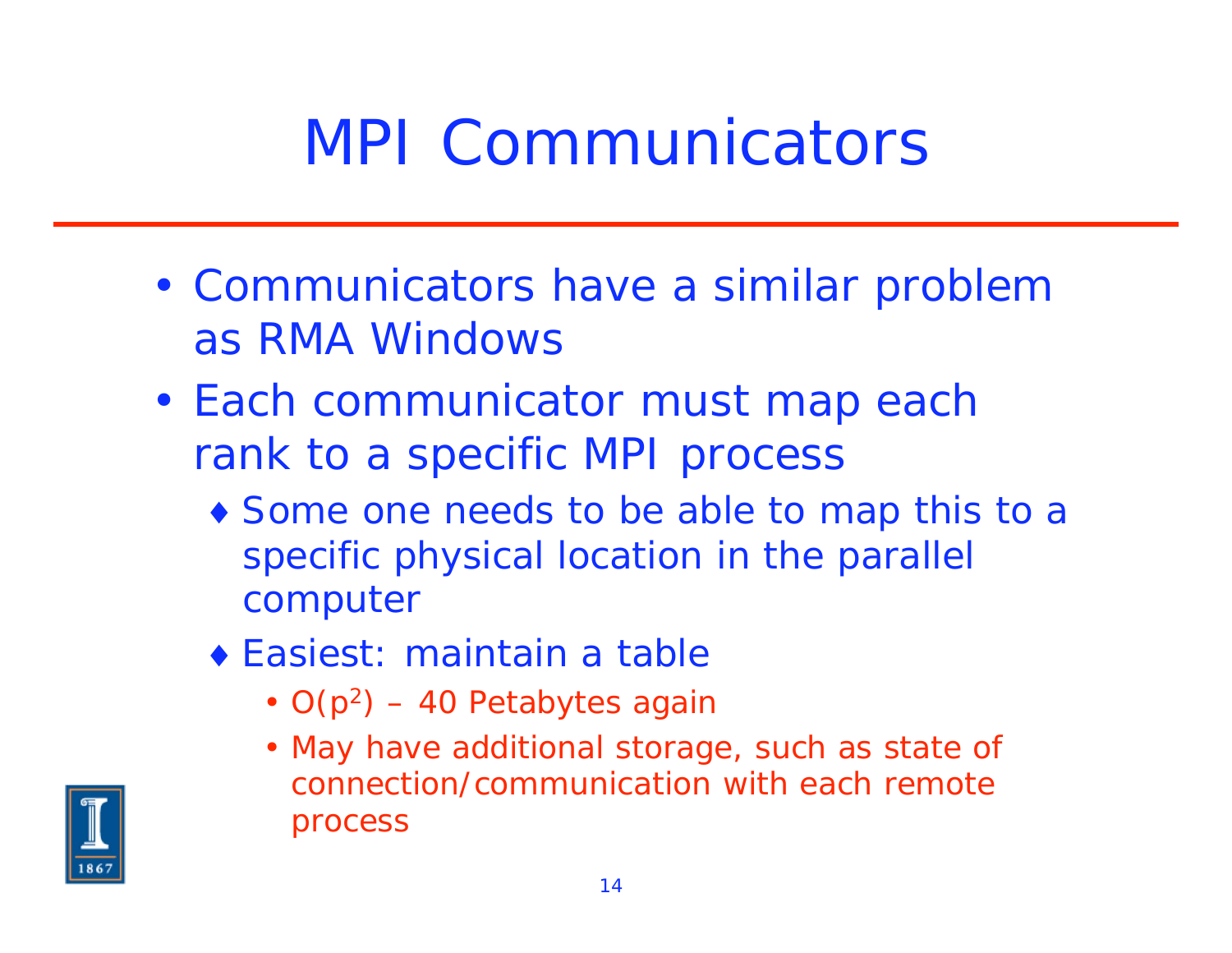# MPI Communicators

- Communicators have a similar problem as RMA Windows
- Each communicator must map each rank to a specific MPI process
  - Some one needs to be able to map this to a specific physical location in the parallel computer
  - Easiest: maintain a table
    - $O(p^2)$ – 40 Petabytes again
    - May have additional storage, such as state of connection/communication with each remote process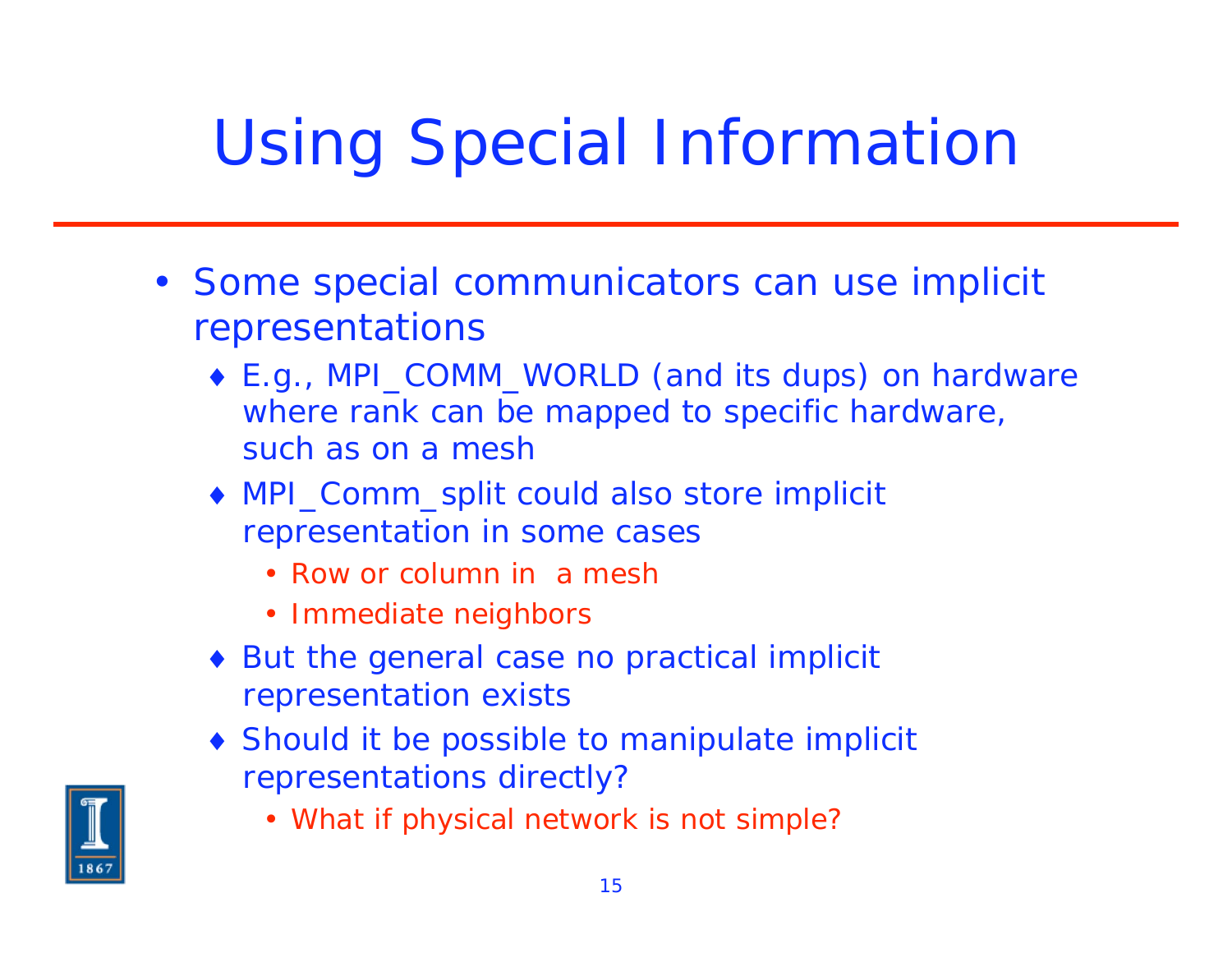# Using Special Information

- Some special communicators can use implicit representations
  - E.g., MPI_COMM_WORLD (and its dups) on hardware where rank can be mapped to specific hardware, such as on a mesh
  - MPI_Comm_split could also store implicit representation in some cases
    - Row or column in a mesh
    - Immediate neighbors
  - But the general case no practical implicit representation exists
  - Should it be possible to manipulate implicit representations directly?
    - What if physical network is not simple?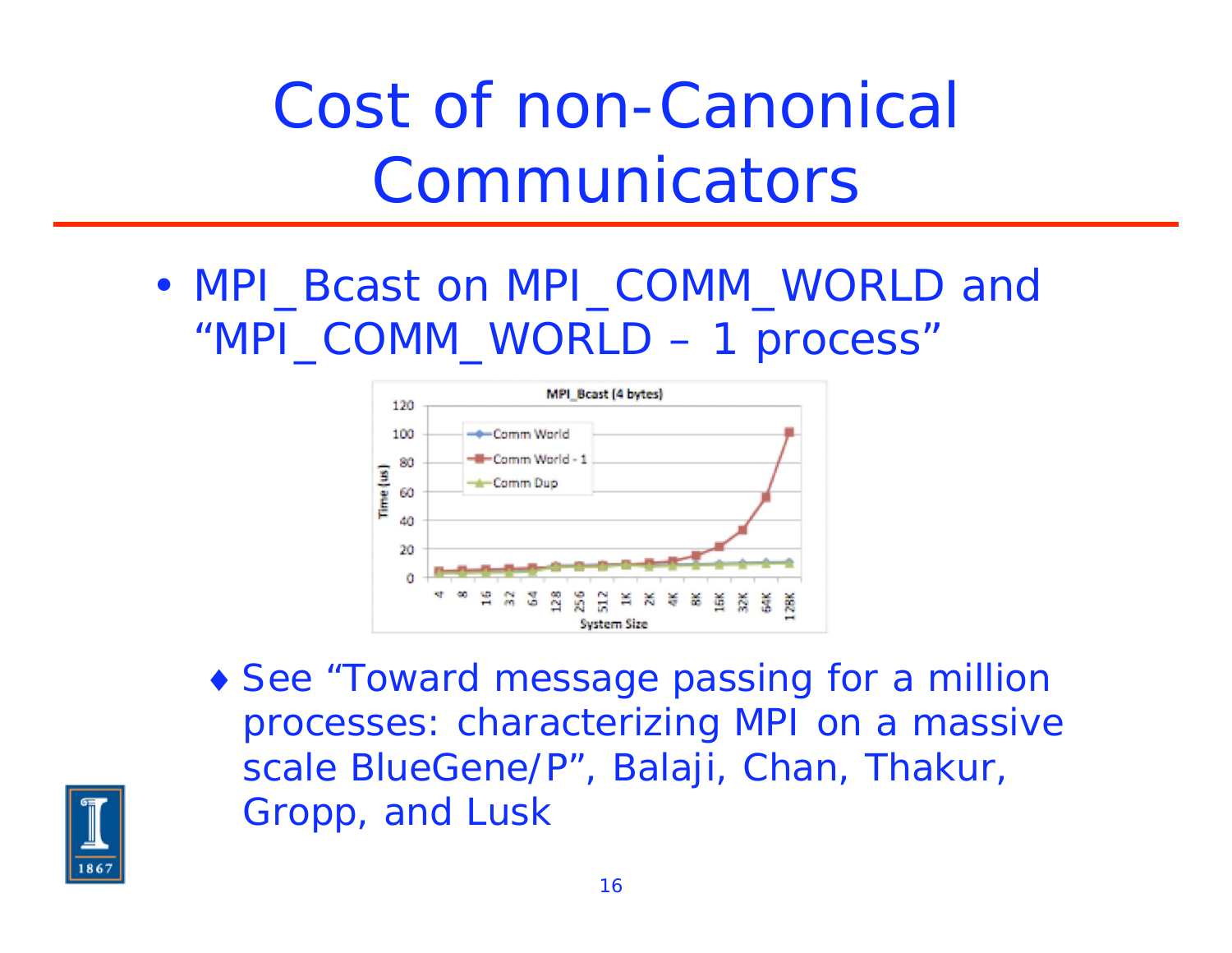# Cost of non-Canonical Communicators

- MPI_Bcast on MPI_COMM_WORLD and "MPI_COMM_WORLD – 1 process"

MPI_Bcast (4 bytes)

Time (us)

120
100
80
60
40
20
0

Comm World
Comm World - 1
Comm Dup

4 8 16 32 64 128 256 512 1K 2K 4K 8K 16K 32K 64K 128K

System Size

  - ♦ See "Toward message passing for a million processes: characterizing MPI on a massive scale BlueGene/P", Balaji, Chan, Thakur, Gropp, and Lusk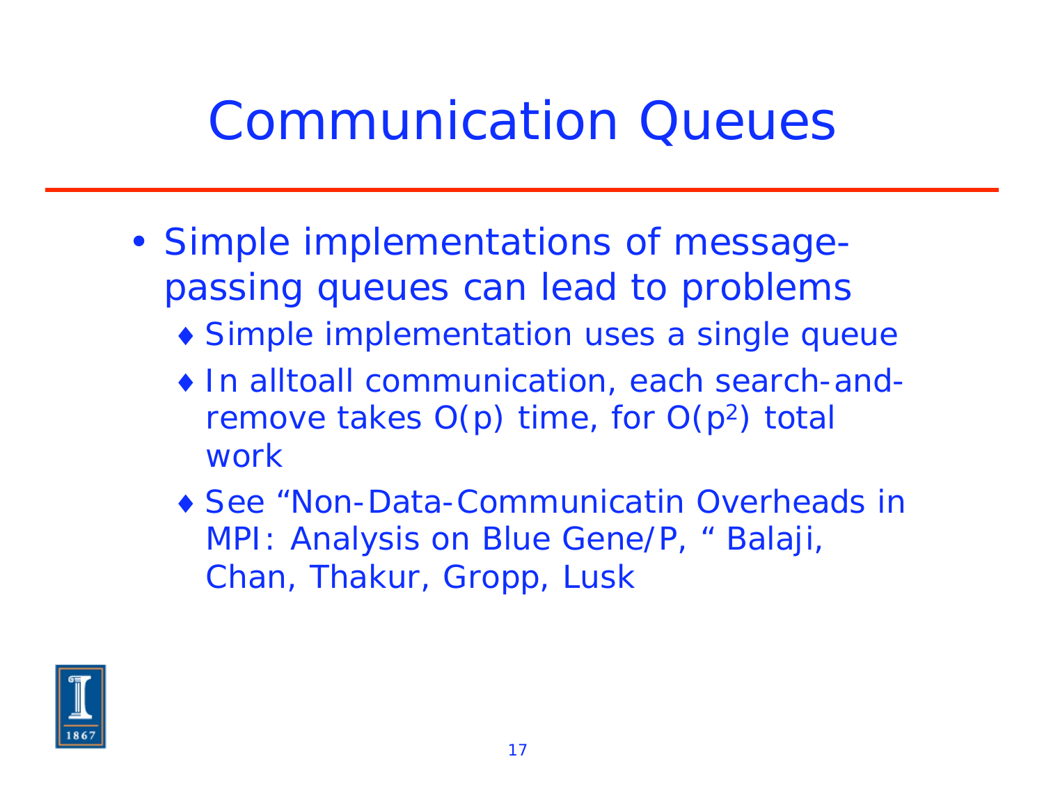# Communication Queues

- Simple implementations of message-passing queues can lead to problems
  - Simple implementation uses a single queue
  - In alltoall communication, each search-and-remove takes $O(p)$ time, for $O(p^2)$ total work
  - See "Non-Data-Communicatin Overheads in MPI: Analysis on Blue Gene/P, " Balaji, Chan, Thakur, Gropp, Lusk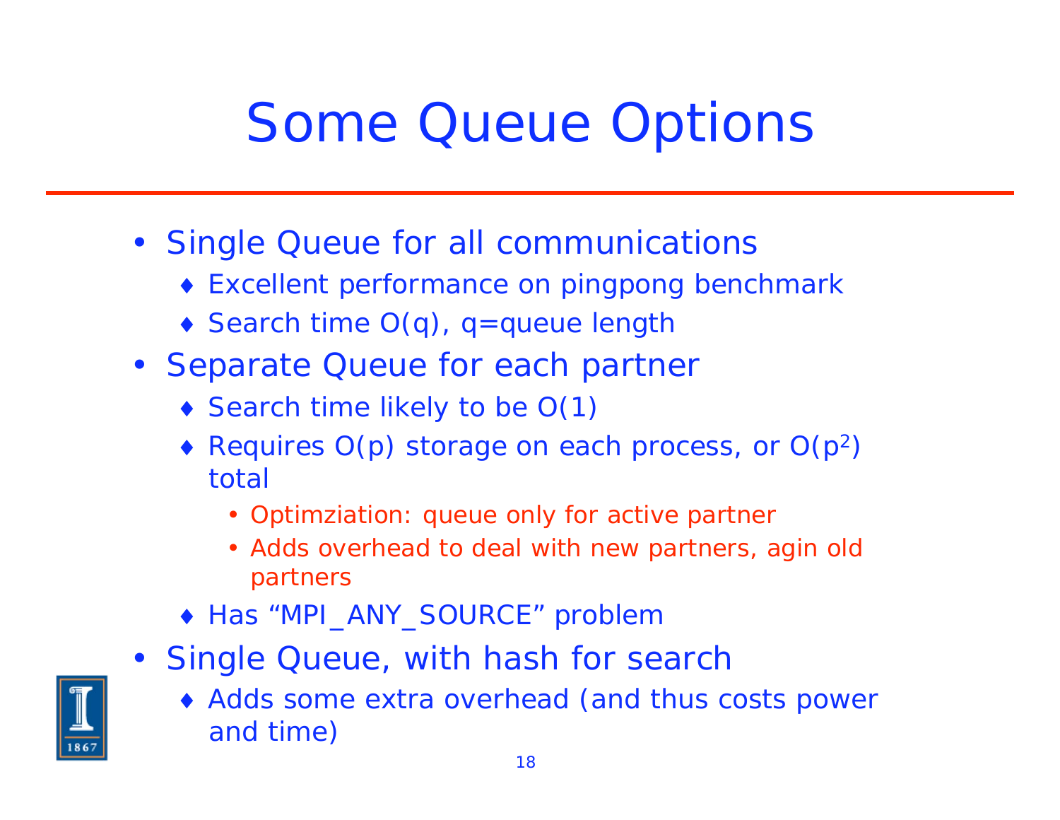# Some Queue Options

- Single Queue for all communications
  - Excellent performance on pingpong benchmark
  - Search time O(q), q=queue length
- Separate Queue for each partner
  - Search time likely to be O(1)
  - Requires O(p) storage on each process, or O($p^2$) total
    - Optimziation: queue only for active partner
    - Adds overhead to deal with new partners, agin old partners
  - Has "MPI_ANY_SOURCE" problem
- Single Queue, with hash for search
  - Adds some extra overhead (and thus costs power and time)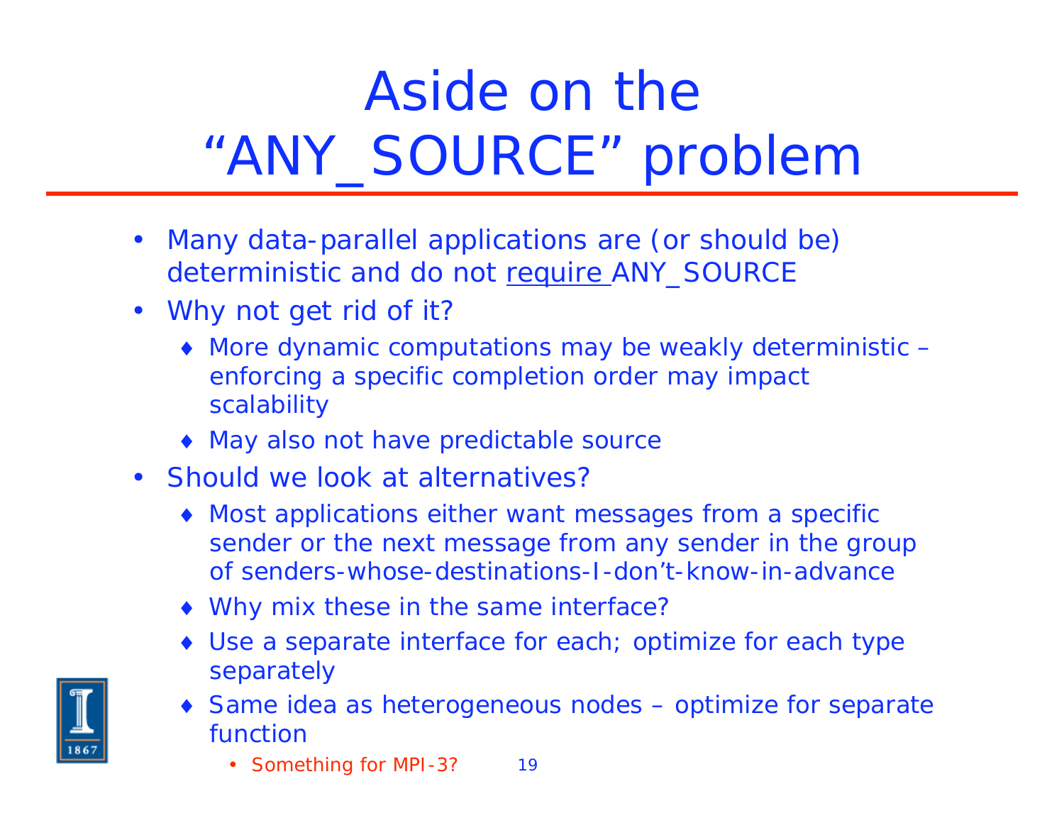# Aside on the "ANY_SOURCE" problem

- Many data-parallel applications are (or should be) deterministic and do not <u>require</u> ANY_SOURCE
- Why not get rid of it?
  - More dynamic computations may be weakly deterministic – enforcing a specific completion order may impact scalability
  - May also not have predictable source
- Should we look at alternatives?
  - Most applications either want messages from a specific sender or the next message from any sender in the group of senders-whose-destinations-I-don't-know-in-advance
  - Why mix these in the same interface?
  - Use a separate interface for each; optimize for each type separately
  - Same idea as heterogeneous nodes – optimize for separate function
    - Something for MPI-3?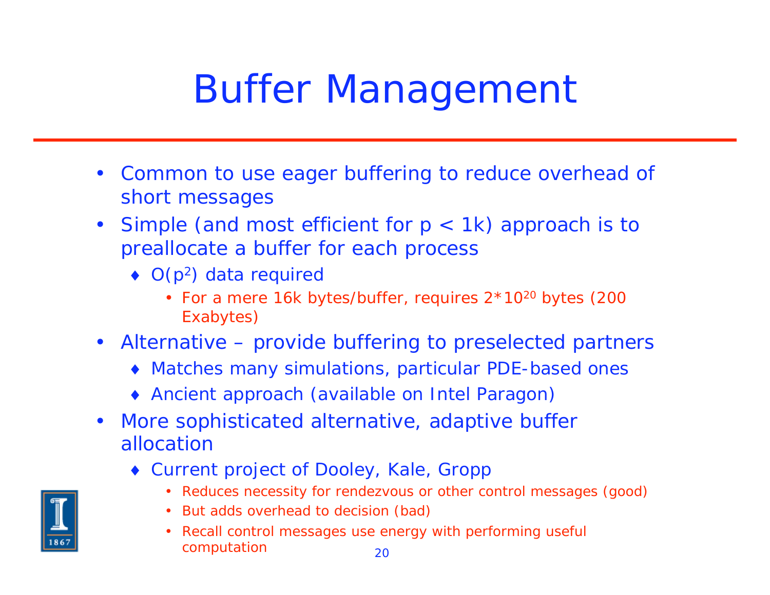# Buffer Management

- Common to use eager buffering to reduce overhead of short messages
- Simple (and most efficient for $p < 1k$) approach is to preallocate a buffer for each process
  - $O(p^2)$ data required
    - For a mere 16k bytes/buffer, requires $2*10^{20}$ bytes (200 Exabytes)
- Alternative – provide buffering to preselected partners
  - Matches many simulations, particular PDE-based ones
  - Ancient approach (available on Intel Paragon)
- More sophisticated alternative, adaptive buffer allocation
  - Current project of Dooley, Kale, Gropp
    - Reduces necessity for rendezvous or other control messages (good)
    - But adds overhead to decision (bad)
    - Recall control messages use energy with performing useful computation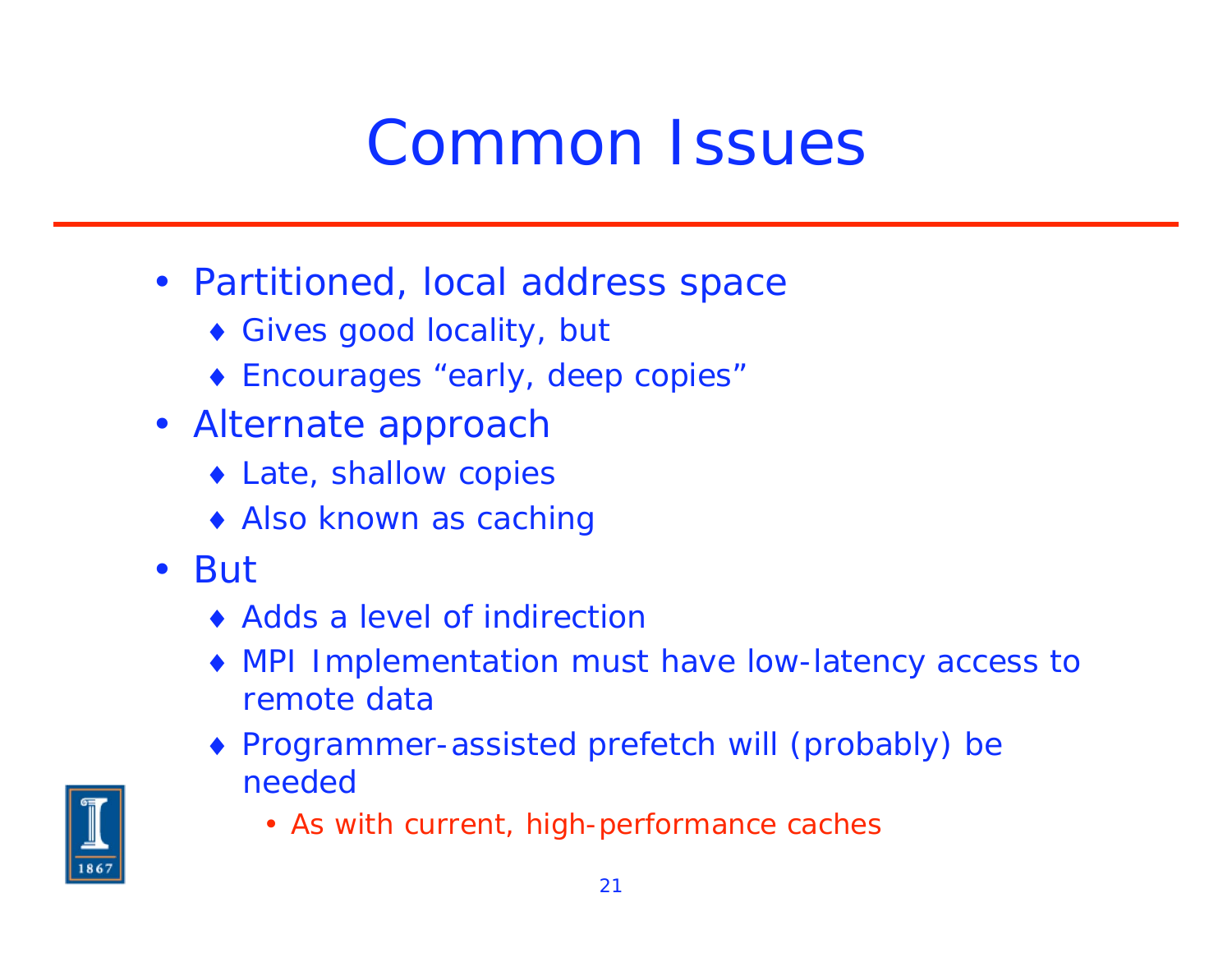# Common Issues

- Partitioned, local address space
  - Gives good locality, but
  - Encourages “early, deep copies”
- Alternate approach
  - Late, shallow copies
  - Also known as caching
- But
  - Adds a level of indirection
  - MPI Implementation must have low-latency access to remote data
  - Programmer-assisted prefetch will (probably) be needed
    - As with current, high-performance caches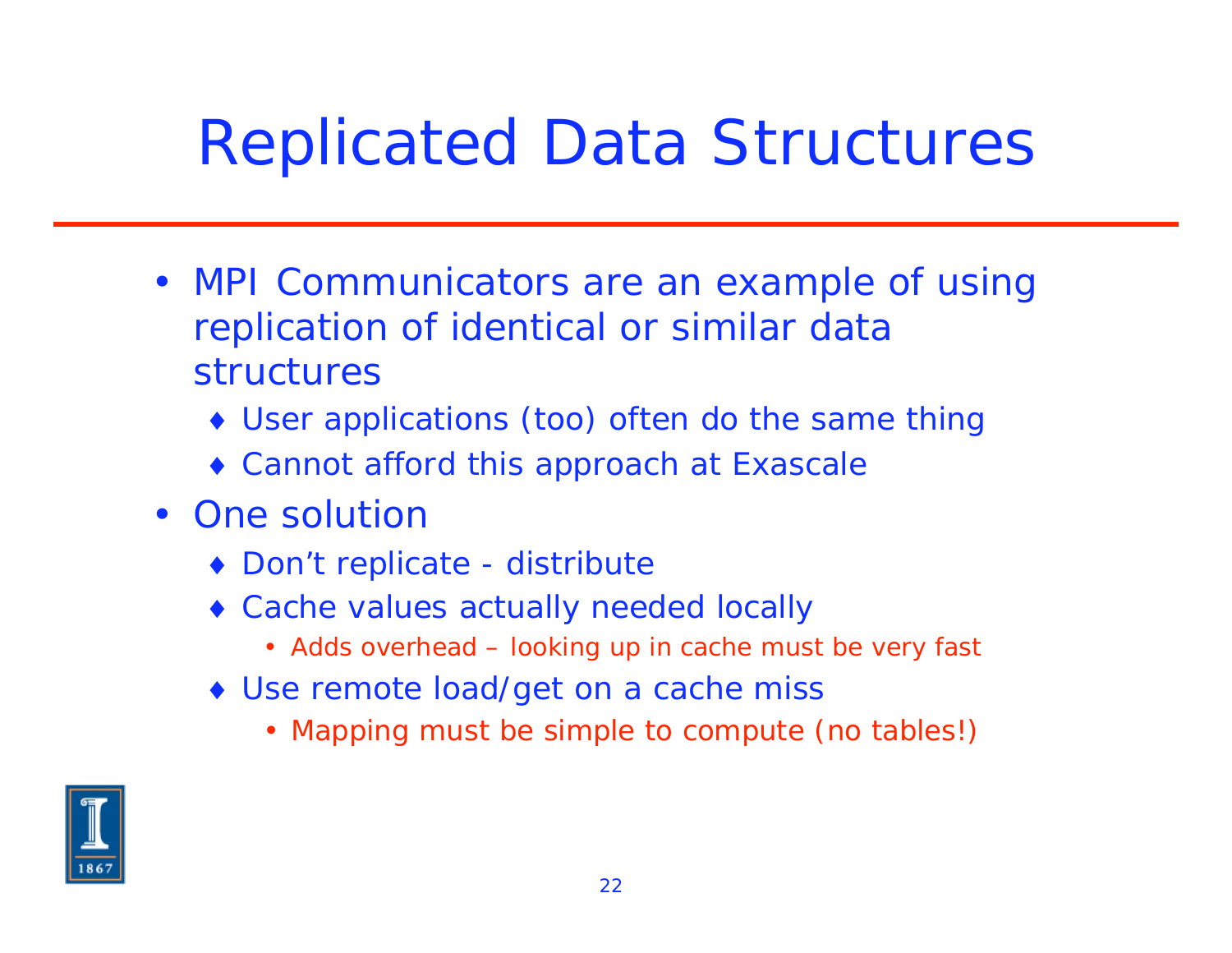# Replicated Data Structures

- MPI Communicators are an example of using replication of identical or similar data structures
  - User applications (too) often do the same thing
  - Cannot afford this approach at Exascale
- One solution
  - Don't replicate - distribute
  - Cache values actually needed locally
    - Adds overhead – looking up in cache must be very fast
  - Use remote load/get on a cache miss
    - Mapping must be simple to compute (no tables!)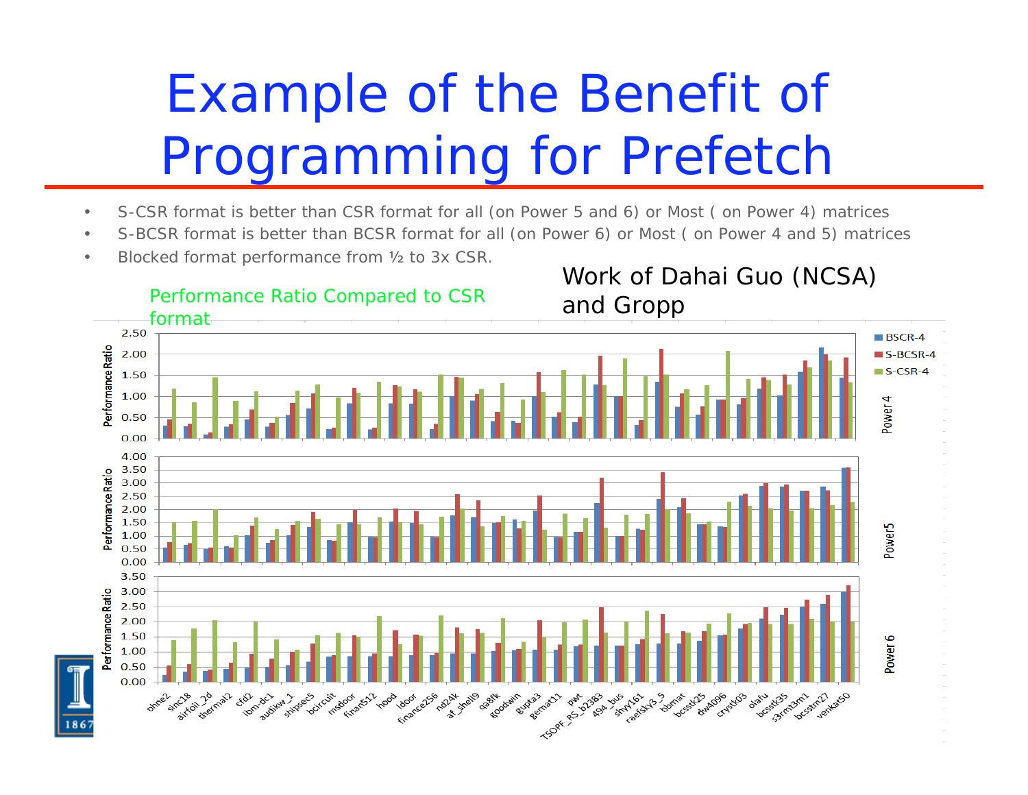# Example of the Benefit of Programming for Prefetch

- S-CSR format is better than CSR format for all (on Power 5 and 6) or Most ( on Power 4) matrices
- S-BCSR format is better than BCSR format for all (on Power 6) or Most ( on Power 4 and 5) matrices
- Blocked format performance from ½ to 3x CSR.

Work of Dahai Guo (NCSA) and Gropp

Performance Ratio Compared to CSR format

BSCR-4
S-BCSR-4
S-CSR-4

Performance Ratio

Power 4
2.50
2.00
1.50
1.00
0.50
0.00

Power5
4.00
3.50
3.00
2.50
2.00
1.50
1.00
0.50
0.00

Power 6
3.50
3.00
2.50
2.00
1.50
1.00
0.50
0.00

ohne2 sinc18 airfoil_2d thermal2 cfd2 ibm-dc1 audikw_1 shipsec5 bcircuit msdoor finan512 hood ldoor finance256 nd24k af_shell9 qa8fk goodwin gupta3 gemat11 pwt TSOPF_RS_b2383 494_bus shyy161 raefsky3_5 bbmat bcsstk25 dw4096 crystk03 olafu bcsstk35 s3rmt3m1 bcsstm27 venkat50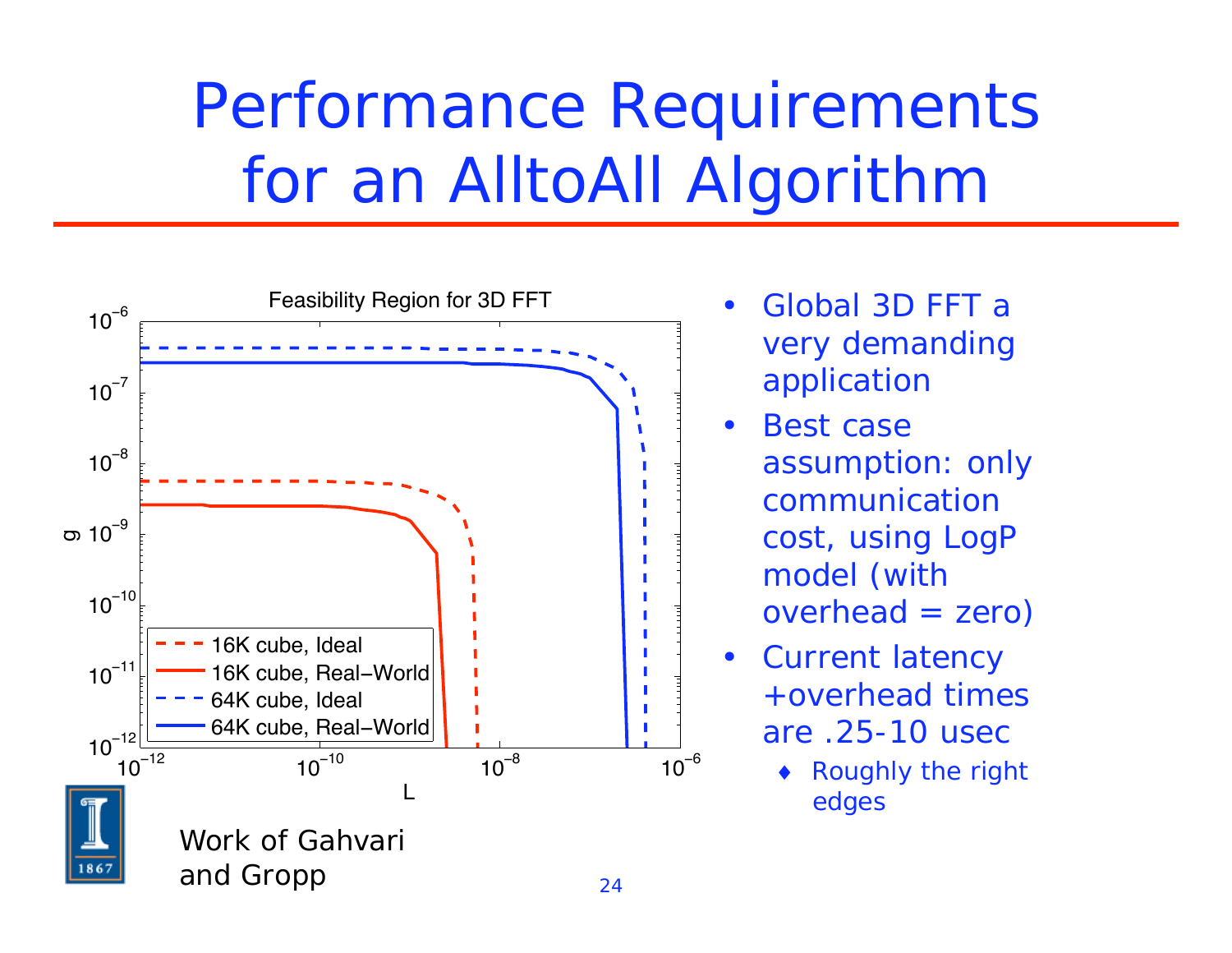# Performance Requirements for an AlltoAll Algorithm

Feasibility Region for 3D FFT

g

$10^{-6}$
$10^{-7}$
$10^{-8}$
$10^{-9}$
$10^{-10}$
$10^{-11}$
$10^{-12}$

L

$10^{-12}$
$10^{-10}$
$10^{-8}$
$10^{-6}$

16K cube, Ideal
16K cube, Real−World
64K cube, Ideal
64K cube, Real−World

- Global 3D FFT a very demanding application
- Best case assumption: only communication cost, using LogP model (with overhead = zero)
- Current latency +overhead times are .25-10 usec
  - Roughly the right edges

Work of Gahvari and Gropp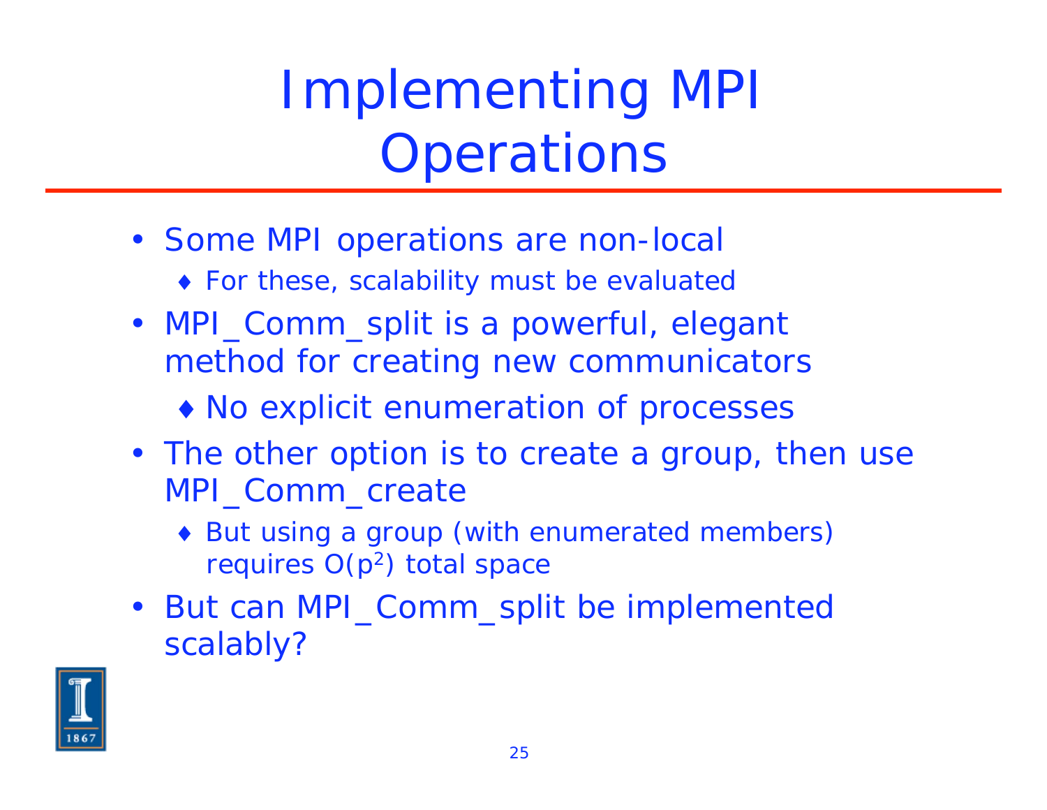# Implementing MPI Operations

- Some MPI operations are non-local
  - For these, scalability must be evaluated
- MPI_Comm_split is a powerful, elegant method for creating new communicators
  - No explicit enumeration of processes
- The other option is to create a group, then use MPI_Comm_create
  - But using a group (with enumerated members) requires $O(p^2)$ total space
- But can MPI_Comm_split be implemented scalably?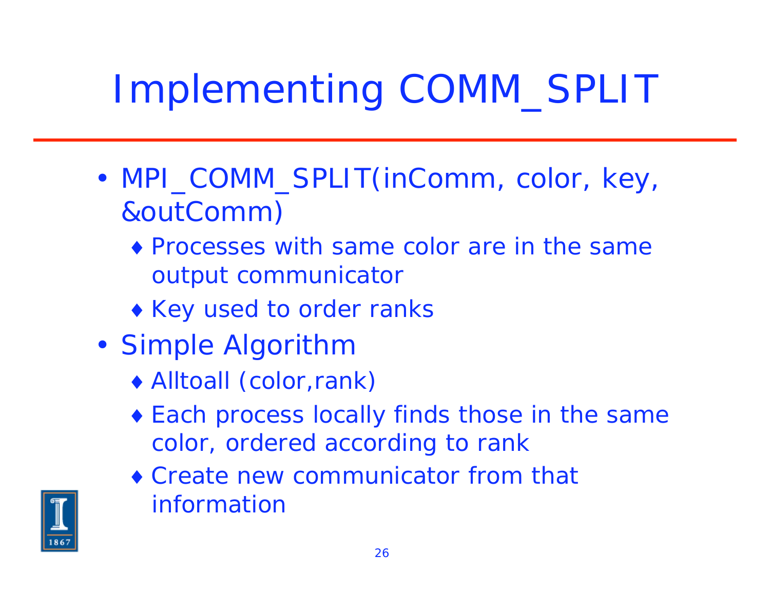# Implementing COMM_SPLIT

- MPI_COMM_SPLIT(inComm, color, key, &outComm)
  - Processes with same color are in the same output communicator
  - Key used to order ranks
- Simple Algorithm
  - Alltoall (color,rank)
  - Each process locally finds those in the same color, ordered according to rank
  - Create new communicator from that information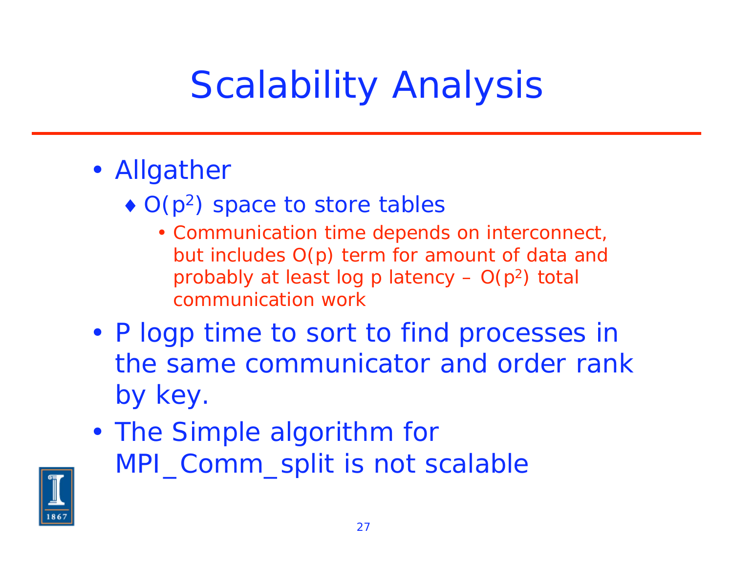# Scalability Analysis

- Allgather
  - $O(p^2)$ space to store tables
    - Communication time depends on interconnect, but includes $O(p)$ term for amount of data and probably at least log p latency – $O(p^2)$ total communication work
- P logp time to sort to find processes in the same communicator and order rank by key.
- The Simple algorithm for MPI_Comm_split is not scalable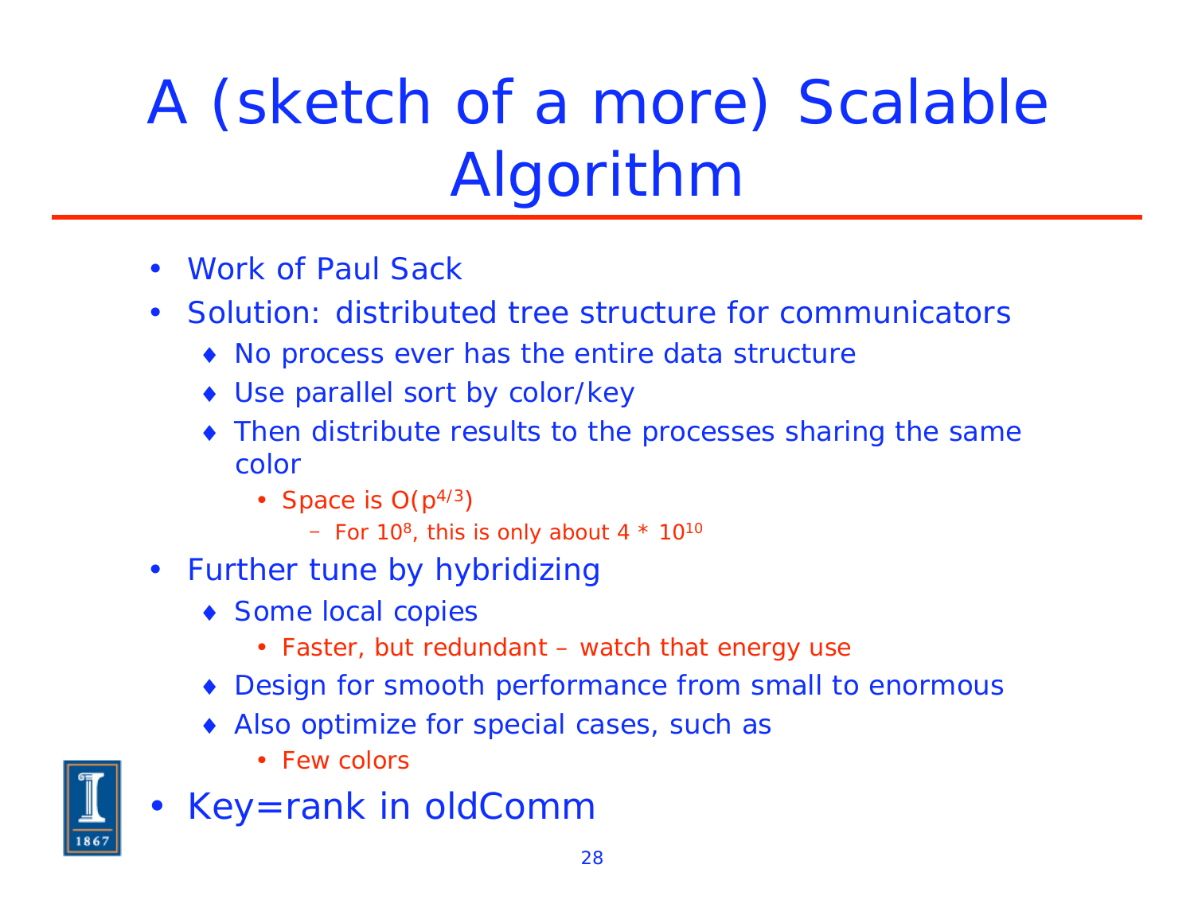# A (sketch of a more) Scalable Algorithm

- Work of Paul Sack
- Solution: distributed tree structure for communicators
  - No process ever has the entire data structure
  - Use parallel sort by color/key
  - Then distribute results to the processes sharing the same color
    - Space is $O(p^{4/3})$
      - For $10^8$, this is only about $4 * 10^{10}$
- Further tune by hybridizing
  - Some local copies
    - Faster, but redundant – watch that energy use
  - Design for smooth performance from small to enormous
  - Also optimize for special cases, such as
    - Few colors
- Key=rank in oldComm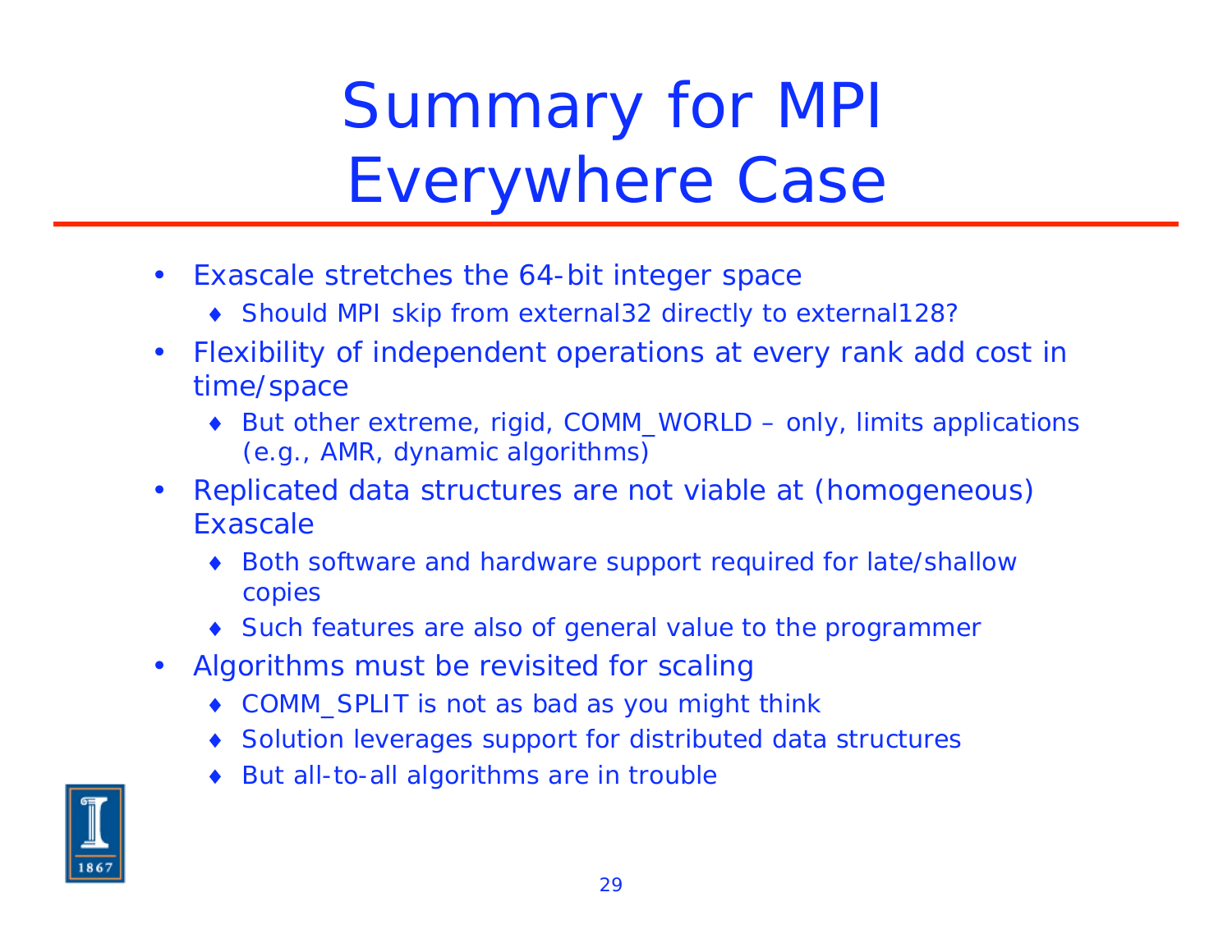# Summary for MPI Everywhere Case

- Exascale stretches the 64-bit integer space
  - Should MPI skip from external32 directly to external128?
- Flexibility of independent operations at every rank add cost in time/space
  - But other extreme, rigid, COMM_WORLD – only, limits applications (e.g., AMR, dynamic algorithms)
- Replicated data structures are not viable at (homogeneous) Exascale
  - Both software and hardware support required for late/shallow copies
  - Such features are also of general value to the programmer
- Algorithms must be revisited for scaling
  - COMM_SPLIT is not as bad as you might think
  - Solution leverages support for distributed data structures
  - But all-to-all algorithms are in trouble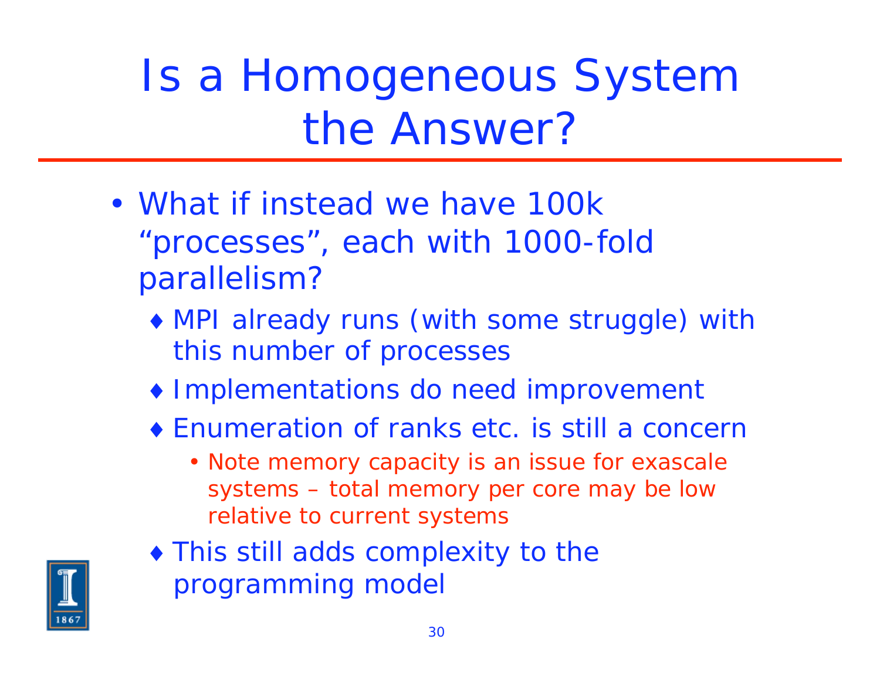# Is a Homogeneous System the Answer?

- What if instead we have 100k "processes", each with 1000-fold parallelism?
  - MPI already runs (with some struggle) with this number of processes
  - Implementations do need improvement
  - Enumeration of ranks etc. is still a concern
    - Note memory capacity is an issue for exascale systems – total memory per core may be low relative to current systems
  - This still adds complexity to the programming model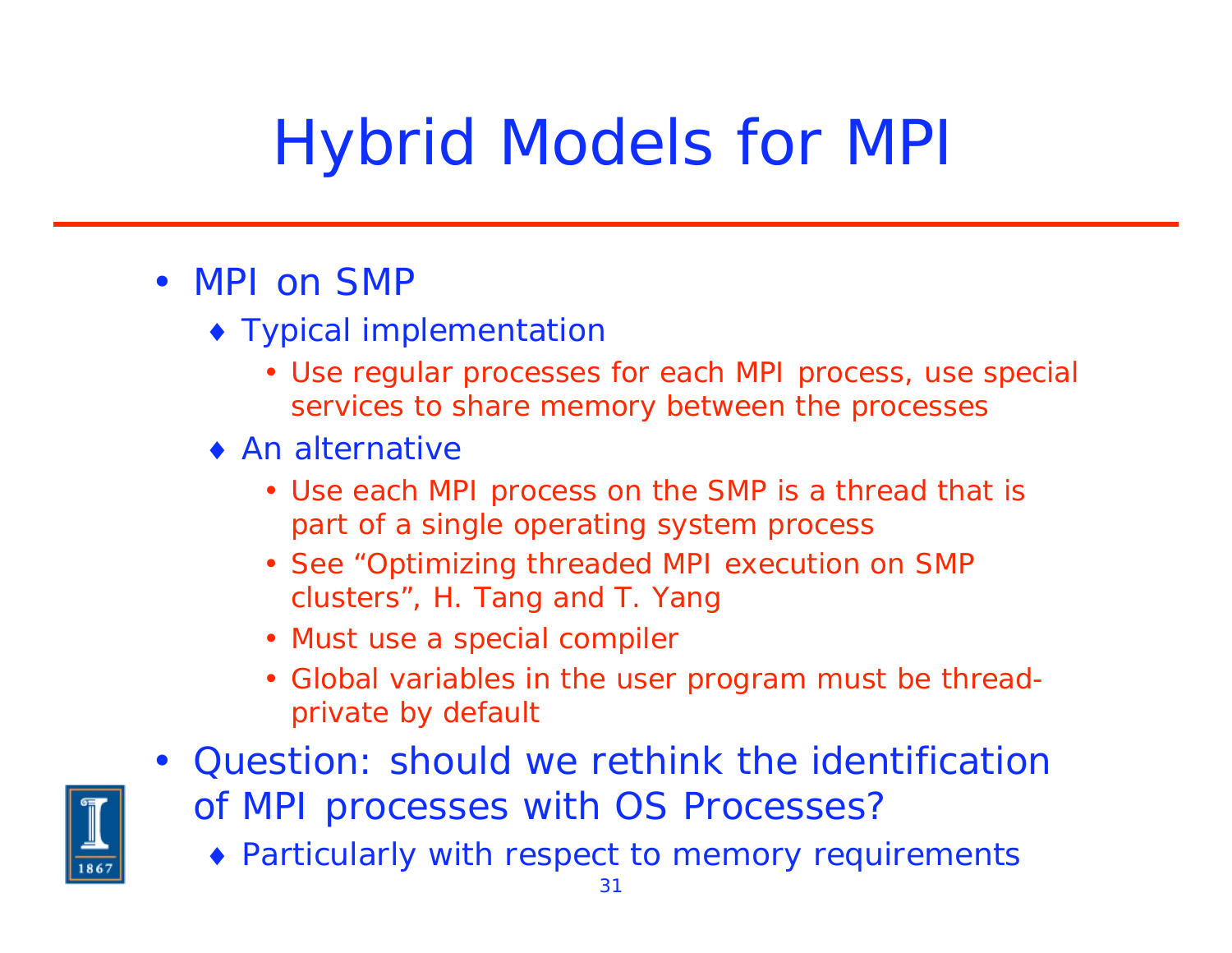# Hybrid Models for MPI

- MPI on SMP
  - Typical implementation
    - Use regular processes for each MPI process, use special services to share memory between the processes
  - An alternative
    - Use each MPI process on the SMP is a thread that is part of a single operating system process
    - See "Optimizing threaded MPI execution on SMP clusters", H. Tang and T. Yang
    - Must use a special compiler
    - Global variables in the user program must be thread-private by default
- Question: should we rethink the identification of MPI processes with OS Processes?
  - Particularly with respect to memory requirements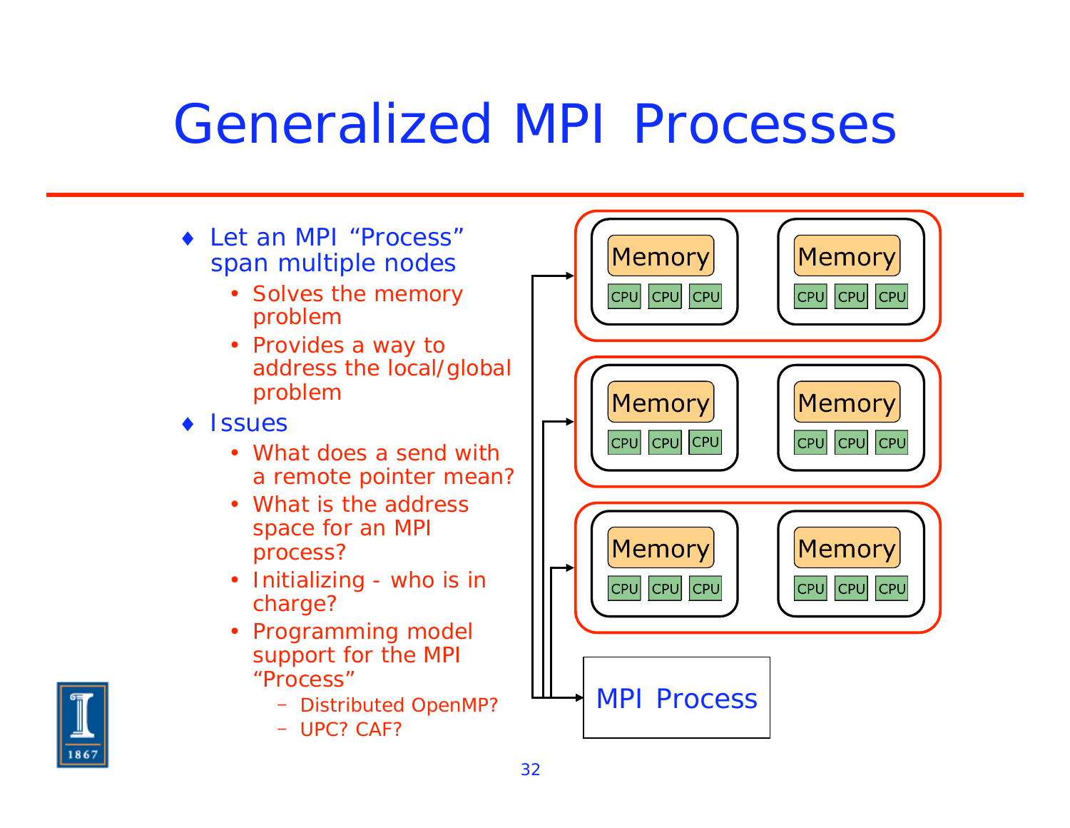# Generalized MPI Processes

- Let an MPI "Process" span multiple nodes
  - Solves the memory problem
  - Provides a way to address the local/global problem
- Issues
  - What does a send with a remote pointer mean?
  - What is the address space for an MPI process?
  - Initializing - who is in charge?
  - Programming model support for the MPI "Process"
    - Distributed OpenMP?
    - UPC? CAF?

Memory
CPU CPU CPU
Memory
CPU CPU CPU
Memory
CPU CPU CPU
Memory
CPU CPU CPU
Memory
CPU CPU CPU
Memory
CPU CPU CPU
MPI Process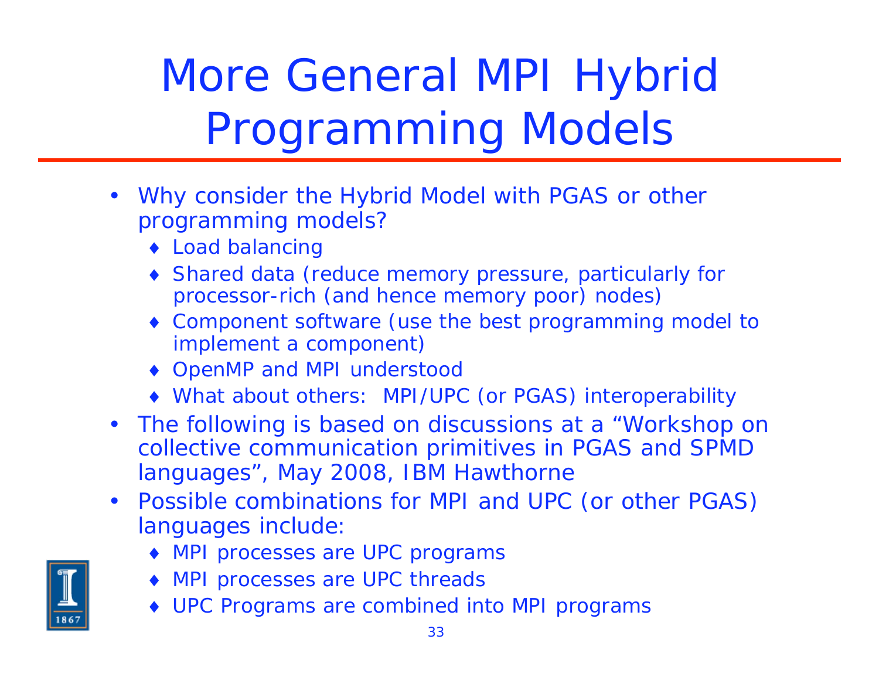# More General MPI Hybrid Programming Models

- Why consider the Hybrid Model with PGAS or other programming models?
  - Load balancing
  - Shared data (reduce memory pressure, particularly for processor-rich (and hence memory poor) nodes)
  - Component software (use the best programming model to implement a component)
  - OpenMP and MPI understood
  - What about others: MPI/UPC (or PGAS) interoperability
- The following is based on discussions at a "Workshop on collective communication primitives in PGAS and SPMD languages", May 2008, IBM Hawthorne
- Possible combinations for MPI and UPC (or other PGAS) languages include:
  - MPI processes are UPC programs
  - MPI processes are UPC threads
  - UPC Programs are combined into MPI programs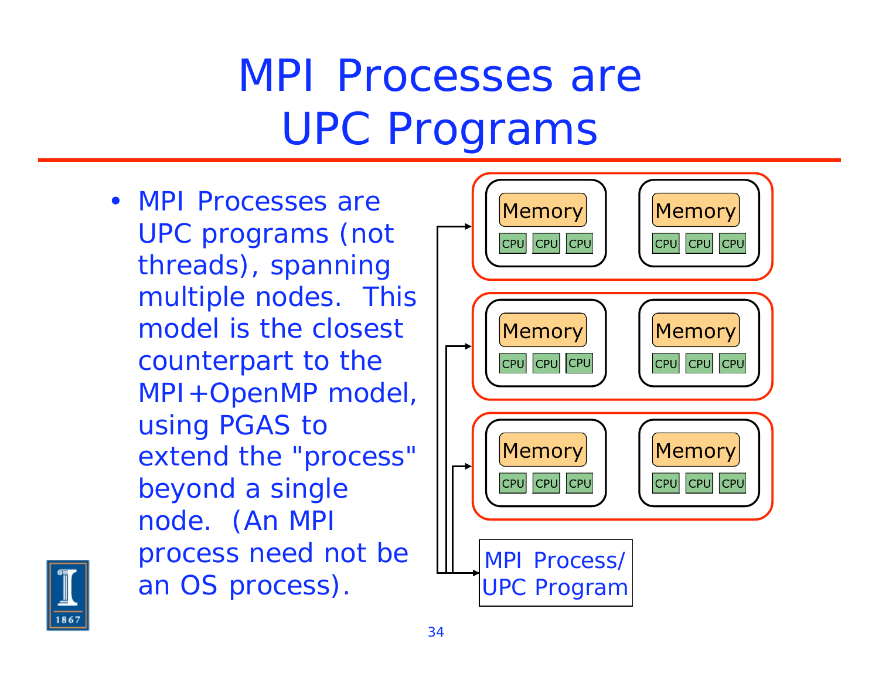# MPI Processes are UPC Programs

- MPI Processes are UPC programs (not threads), spanning multiple nodes. This model is the closest counterpart to the MPI+OpenMP model, using PGAS to extend the "process" beyond a single node. (An MPI process need not be an OS process).

Memory
CPU CPU CPU

Memory
CPU CPU CPU

Memory
CPU CPU CPU

Memory
CPU CPU CPU

Memory
CPU CPU CPU

Memory
CPU CPU CPU

MPI Process/
UPC Program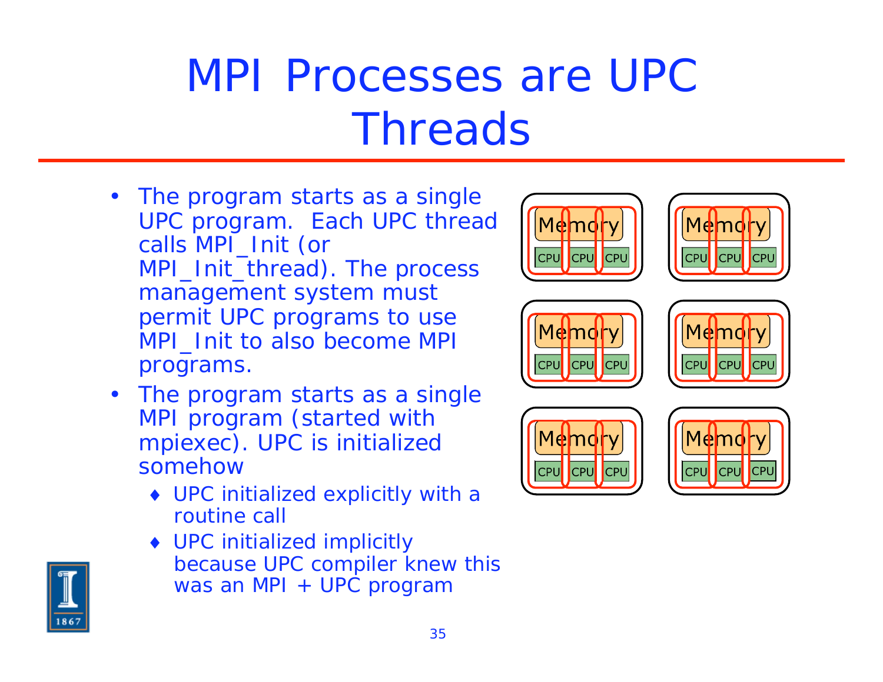# MPI Processes are UPC Threads

- The program starts as a single UPC program. Each UPC thread calls MPI_Init (or MPI_Init_thread). The process management system must permit UPC programs to use MPI_Init to also become MPI programs.
- The program starts as a single MPI program (started with mpiexec). UPC is initialized somehow
  - ♦ UPC initialized explicitly with a routine call
  - ♦ UPC initialized implicitly because UPC compiler knew this was an MPI + UPC program

Memory
CPU CPU CPU

Memory
CPU CPU CPU

Memory
CPU CPU CPU

Memory
CPU CPU CPU

Memory
CPU CPU CPU

Memory
CPU CPU CPU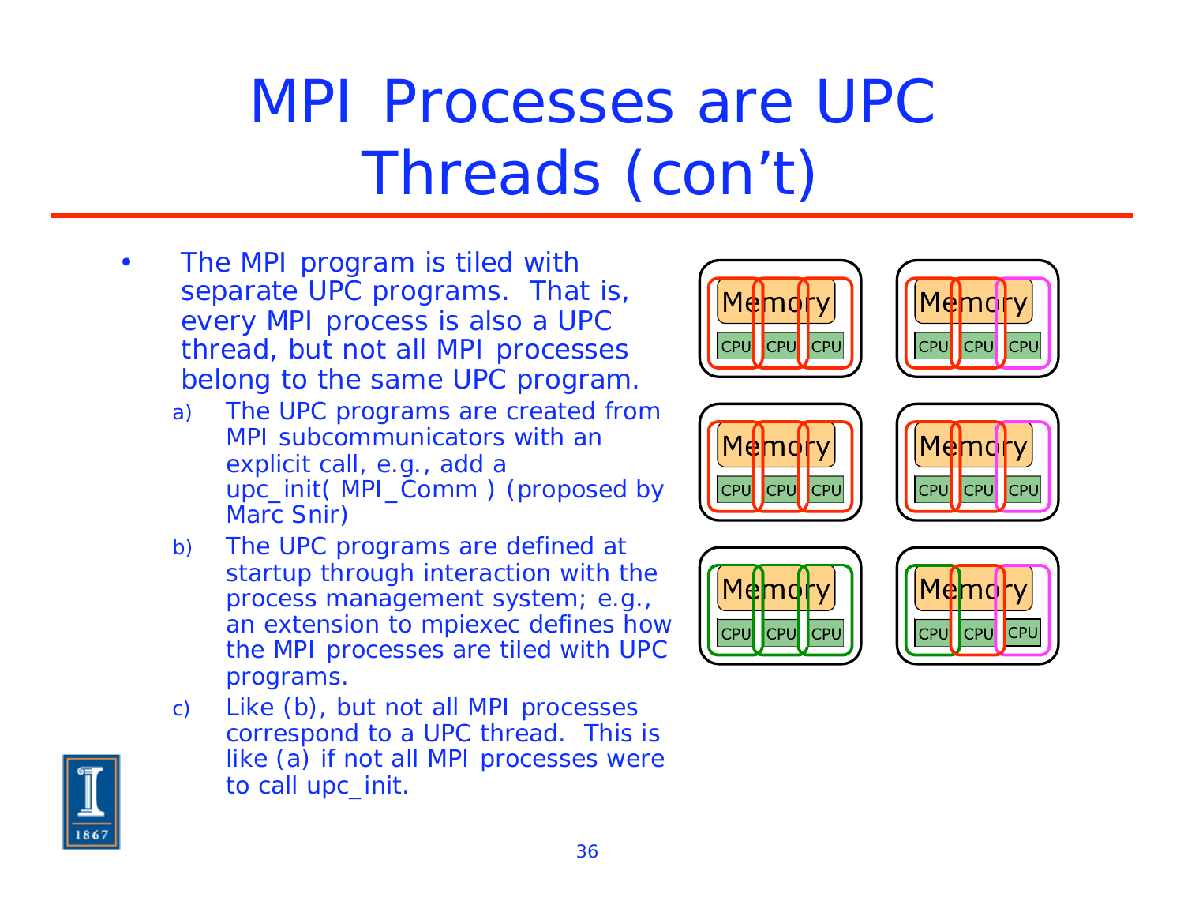# MPI Processes are UPC Threads (con't)

- The MPI program is tiled with separate UPC programs. That is, every MPI process is also a UPC thread, but not all MPI processes belong to the same UPC program.
  a) The UPC programs are created from MPI subcommunicators with an explicit call, e.g., add a upc_init( MPI_Comm ) (proposed by Marc Snir)
  b) The UPC programs are defined at startup through interaction with the process management system; e.g., an extension to mpiexec defines how the MPI processes are tiled with UPC programs.
  c) Like (b), but not all MPI processes correspond to a UPC thread. This is like (a) if not all MPI processes were to call upc_init.

Memory
CPU CPU CPU

Memory
CPU CPU CPU

Memory
CPU CPU CPU

Memory
CPU CPU CPU

Memory
CPU CPU CPU

Memory
CPU CPU CPU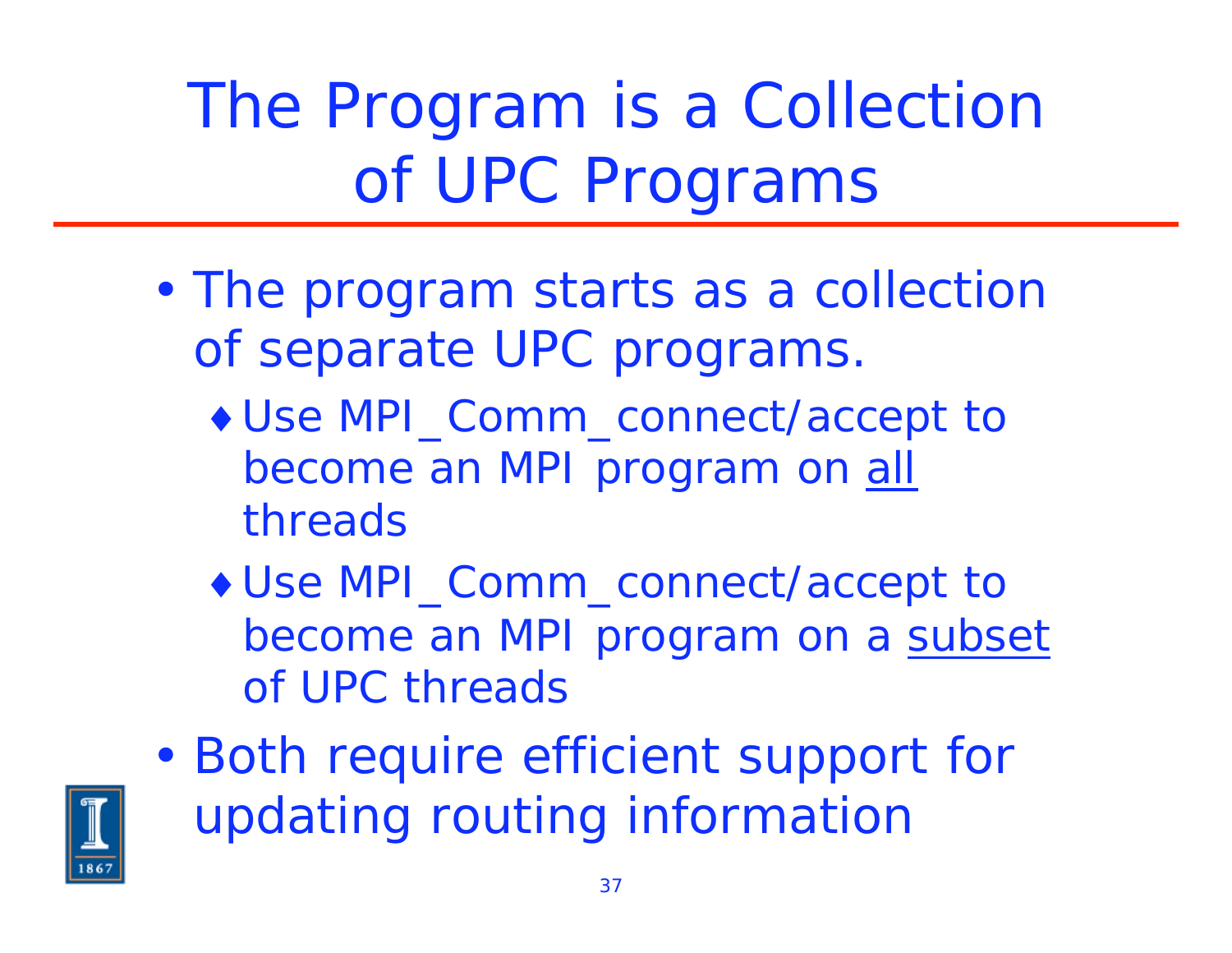# The Program is a Collection of UPC Programs

- The program starts as a collection of separate UPC programs.
  - Use MPI_Comm_connect/accept to become an MPI program on <u>all</u> threads
  - Use MPI_Comm_connect/accept to become an MPI program on a <u>subset</u> of UPC threads
- Both require efficient support for updating routing information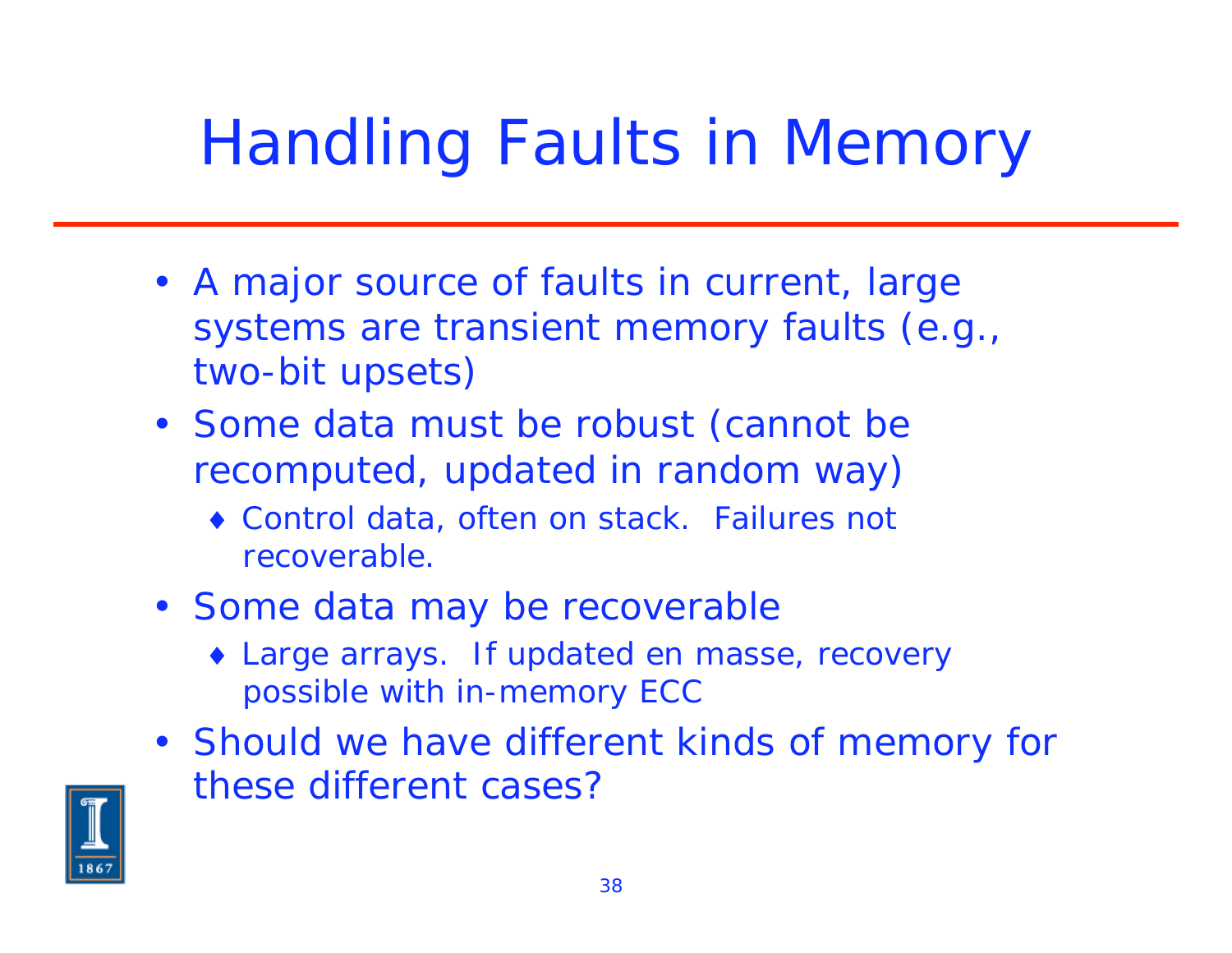# Handling Faults in Memory

- A major source of faults in current, large systems are transient memory faults (e.g., two-bit upsets)
- Some data must be robust (cannot be recomputed, updated in random way)
  - Control data, often on stack. Failures not recoverable.
- Some data may be recoverable
  - Large arrays. If updated en masse, recovery possible with in-memory ECC
- Should we have different kinds of memory for these different cases?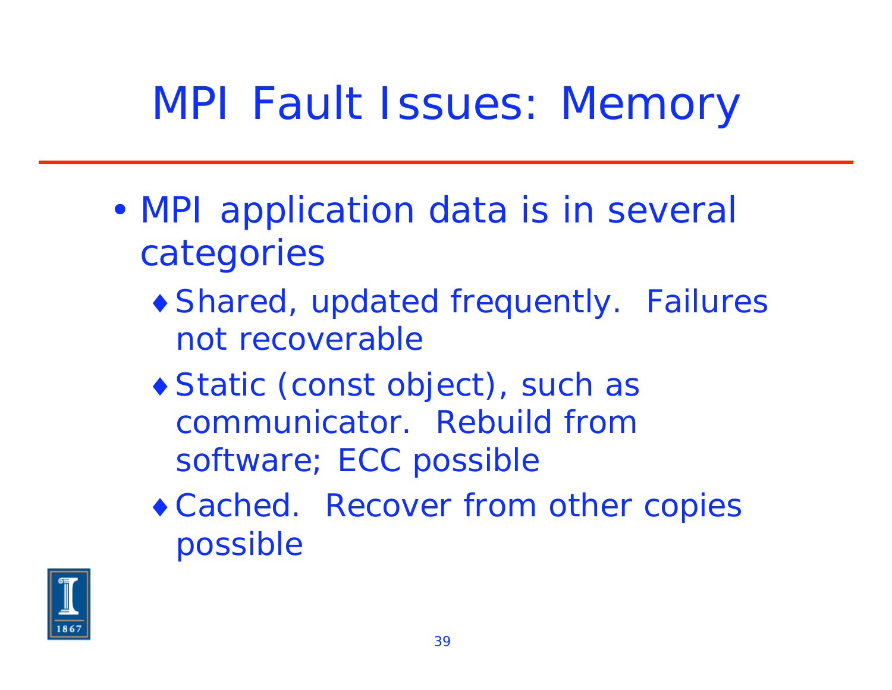# MPI Fault Issues: Memory

- MPI application data is in several categories
  - Shared, updated frequently. Failures not recoverable
  - Static (const object), such as communicator. Rebuild from software; ECC possible
  - Cached. Recover from other copies possible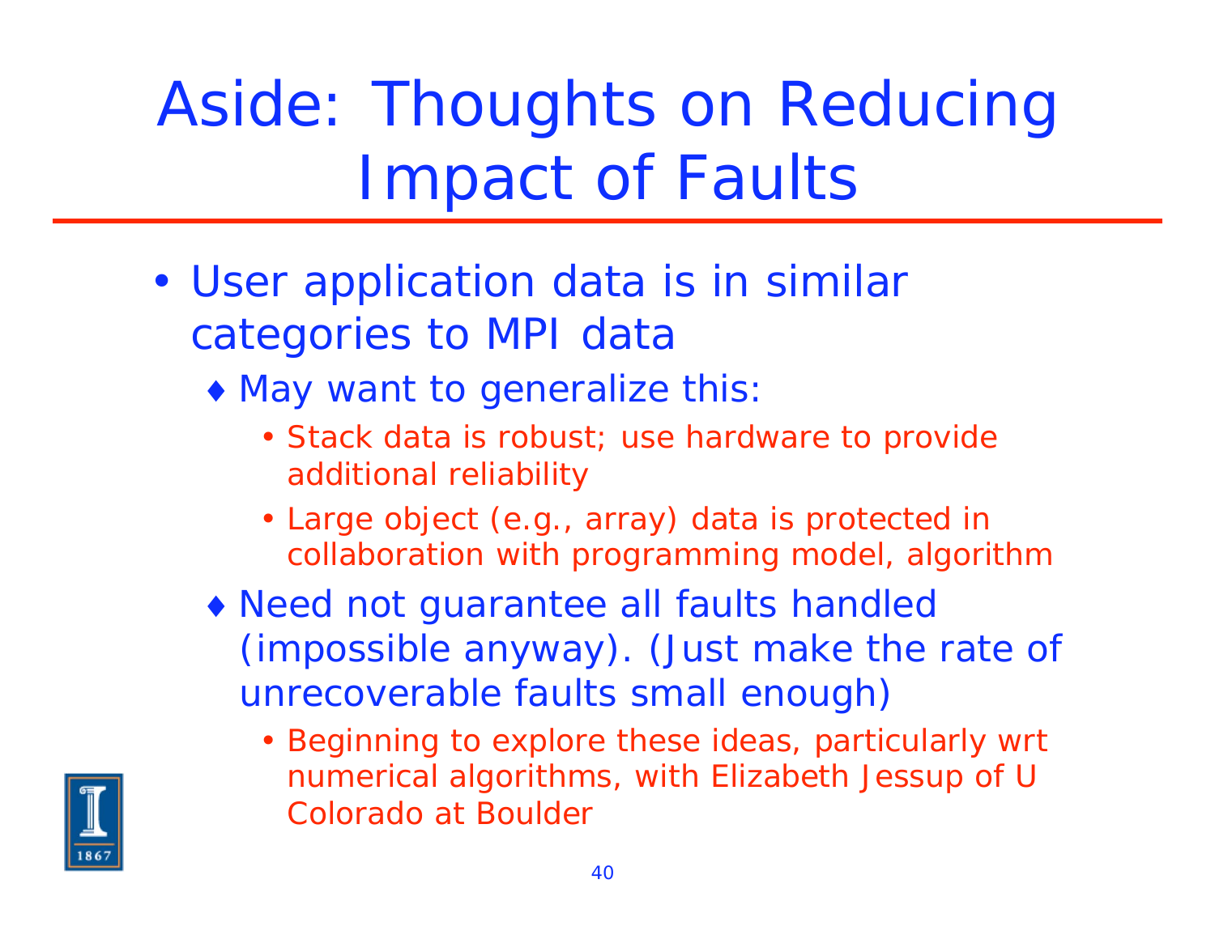# Aside: Thoughts on Reducing Impact of Faults

- User application data is in similar categories to MPI data
  - May want to generalize this:
    - Stack data is robust; use hardware to provide additional reliability
    - Large object (e.g., array) data is protected in collaboration with programming model, algorithm
  - Need not guarantee all faults handled (impossible anyway). (Just make the rate of unrecoverable faults small enough)
    - Beginning to explore these ideas, particularly wrt numerical algorithms, with Elizabeth Jessup of U Colorado at Boulder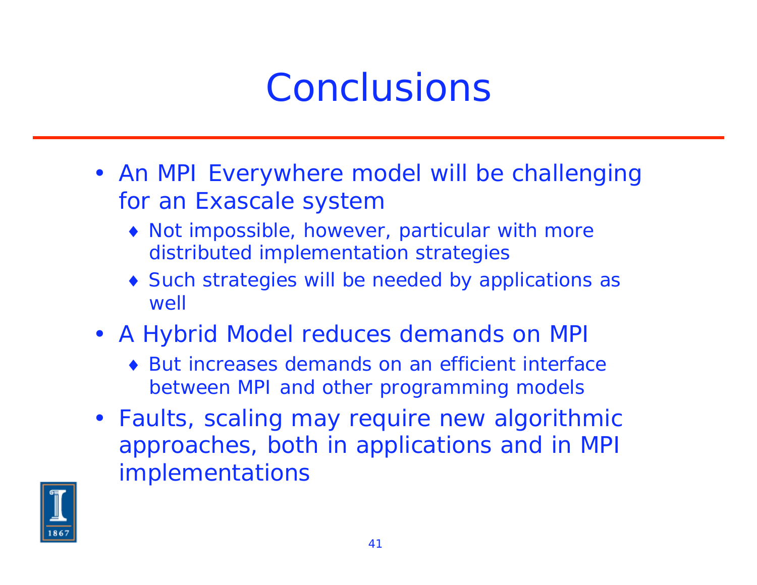# Conclusions

- An MPI Everywhere model will be challenging for an Exascale system
  - Not impossible, however, particular with more distributed implementation strategies
  - Such strategies will be needed by applications as well
- A Hybrid Model reduces demands on MPI
  - But increases demands on an efficient interface between MPI and other programming models
- Faults, scaling may require new algorithmic approaches, both in applications and in MPI implementations